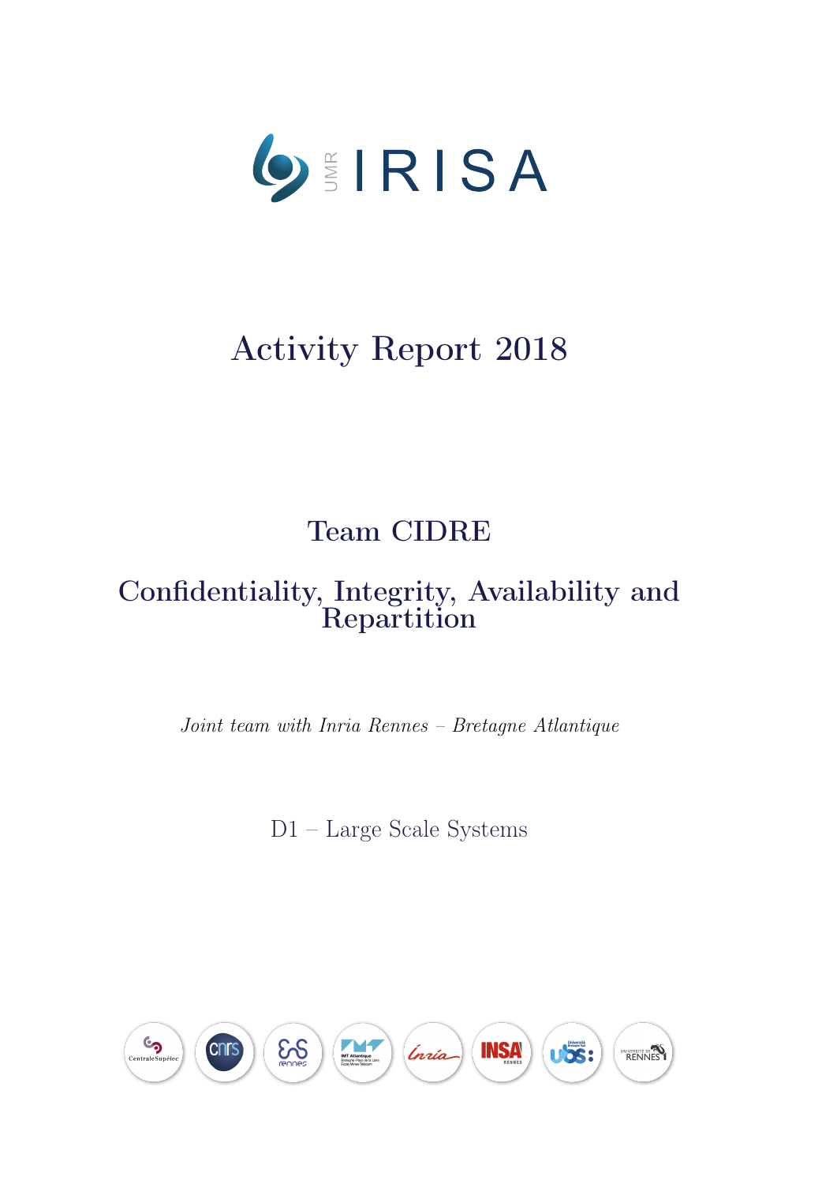UMR IRISA

# Activity Report 2018

## Team CIDRE

## Confidentiality, Integrity, Availability and Repartition

*Joint team with Inria Rennes – Bretagne Atlantique*

D1 – Large Scale Systems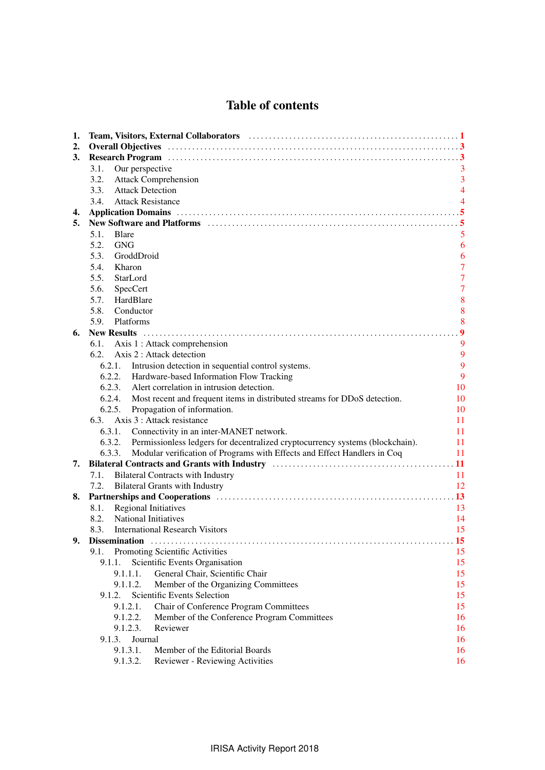# Table of contents

1. **Team, Visitors, External Collaborators** ..... 1
2. **Overall Objectives** ..... 3
3. **Research Program** ..... 3
   - 3.1. Our perspective 3
   - 3.2. Attack Comprehension 3
   - 3.3. Attack Detection 4
   - 3.4. Attack Resistance 4
4. **Application Domains** ..... 5
5. **New Software and Platforms** ..... 5
   - 5.1. Blare 5
   - 5.2. GNG 6
   - 5.3. GroddDroid 6
   - 5.4. Kharon 7
   - 5.5. StarLord 7
   - 5.6. SpecCert 7
   - 5.7. HardBlare 8
   - 5.8. Conductor 8
   - 5.9. Platforms 8
6. **New Results** ..... 9
   - 6.1. Axis 1 : Attack comprehension 9
   - 6.2. Axis 2 : Attack detection 9
     - 6.2.1. Intrusion detection in sequential control systems. 9
     - 6.2.2. Hardware-based Information Flow Tracking 9
     - 6.2.3. Alert correlation in intrusion detection. 10
     - 6.2.4. Most recent and frequent items in distributed streams for DDoS detection. 10
     - 6.2.5. Propagation of information. 10
   - 6.3. Axis 3 : Attack resistance 11
     - 6.3.1. Connectivity in an inter-MANET network. 11
     - 6.3.2. Permissionless ledgers for decentralized cryptocurrency systems (blockchain). 11
     - 6.3.3. Modular verification of Programs with Effects and Effect Handlers in Coq 11
7. **Bilateral Contracts and Grants with Industry** ..... 11
   - 7.1. Bilateral Contracts with Industry 11
   - 7.2. Bilateral Grants with Industry 12
8. **Partnerships and Cooperations** ..... 13
   - 8.1. Regional Initiatives 13
   - 8.2. National Initiatives 14
   - 8.3. International Research Visitors 15
9. **Dissemination** ..... 15
   - 9.1. Promoting Scientific Activities 15
     - 9.1.1. Scientific Events Organisation 15
       - 9.1.1.1. General Chair, Scientific Chair 15
       - 9.1.1.2. Member of the Organizing Committees 15
     - 9.1.2. Scientific Events Selection 15
       - 9.1.2.1. Chair of Conference Program Committees 15
       - 9.1.2.2. Member of the Conference Program Committees 16
       - 9.1.2.3. Reviewer 16
     - 9.1.3. Journal 16
       - 9.1.3.1. Member of the Editorial Boards 16
       - 9.1.3.2. Reviewer - Reviewing Activities 16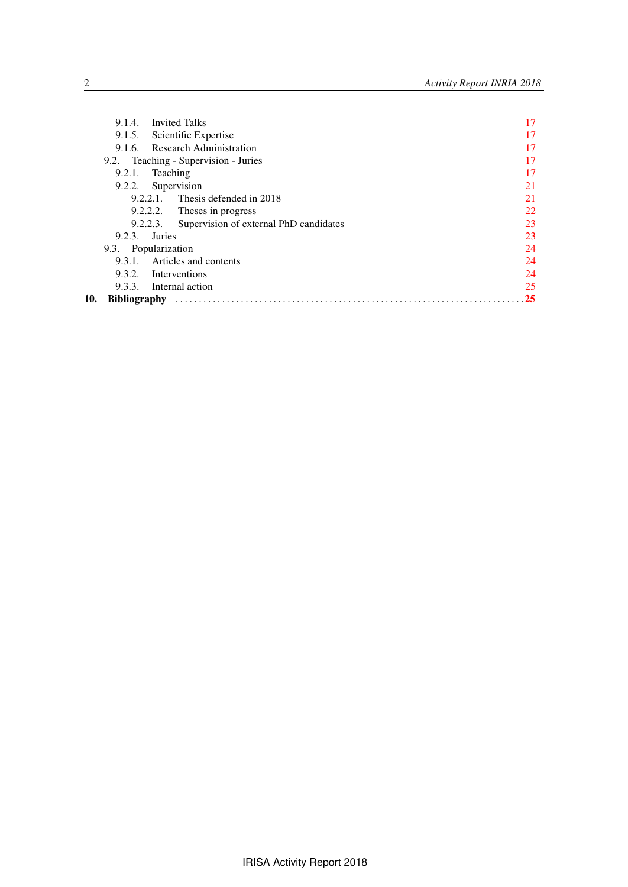- 9.1.4. Invited Talks 17
- 9.1.5. Scientific Expertise 17
- 9.1.6. Research Administration 17
- 9.2. Teaching - Supervision - Juries 17
  - 9.2.1. Teaching 17
  - 9.2.2. Supervision 21
    - 9.2.2.1. Thesis defended in 2018 21
    - 9.2.2.2. Theses in progress 22
    - 9.2.2.3. Supervision of external PhD candidates 23
  - 9.2.3. Juries 23
- 9.3. Popularization 24
  - 9.3.1. Articles and contents 24
  - 9.3.2. Interventions 24
  - 9.3.3. Internal action 25

**10. Bibliography** ........................................................................ **25**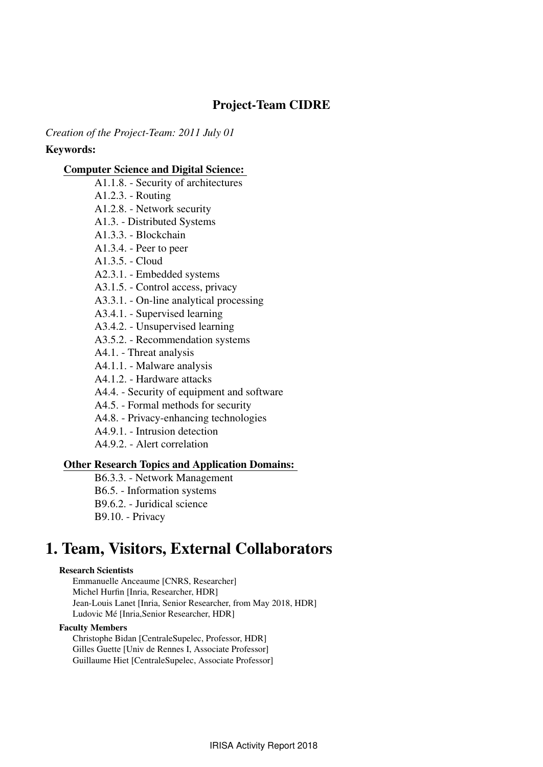## Project-Team CIDRE

*Creation of the Project-Team: 2011 July 01*

**Keywords:**

**Computer Science and Digital Science:**

- A1.1.8. - Security of architectures
- A1.2.3. - Routing
- A1.2.8. - Network security
- A1.3. - Distributed Systems
- A1.3.3. - Blockchain
- A1.3.4. - Peer to peer
- A1.3.5. - Cloud
- A2.3.1. - Embedded systems
- A3.1.5. - Control access, privacy
- A3.3.1. - On-line analytical processing
- A3.4.1. - Supervised learning
- A3.4.2. - Unsupervised learning
- A3.5.2. - Recommendation systems
- A4.1. - Threat analysis
- A4.1.1. - Malware analysis
- A4.1.2. - Hardware attacks
- A4.4. - Security of equipment and software
- A4.5. - Formal methods for security
- A4.8. - Privacy-enhancing technologies
- A4.9.1. - Intrusion detection
- A4.9.2. - Alert correlation

**Other Research Topics and Application Domains:**

- B6.3.3. - Network Management
- B6.5. - Information systems
- B9.6.2. - Juridical science
- B9.10. - Privacy

# 1. Team, Visitors, External Collaborators

**Research Scientists**

Emmanuelle Anceaume [CNRS, Researcher]
Michel Hurfin [Inria, Researcher, HDR]
Jean-Louis Lanet [Inria, Senior Researcher, from May 2018, HDR]
Ludovic Mé [Inria,Senior Researcher, HDR]

**Faculty Members**

Christophe Bidan [CentraleSupelec, Professor, HDR]
Gilles Guette [Univ de Rennes I, Associate Professor]
Guillaume Hiet [CentraleSupelec, Associate Professor]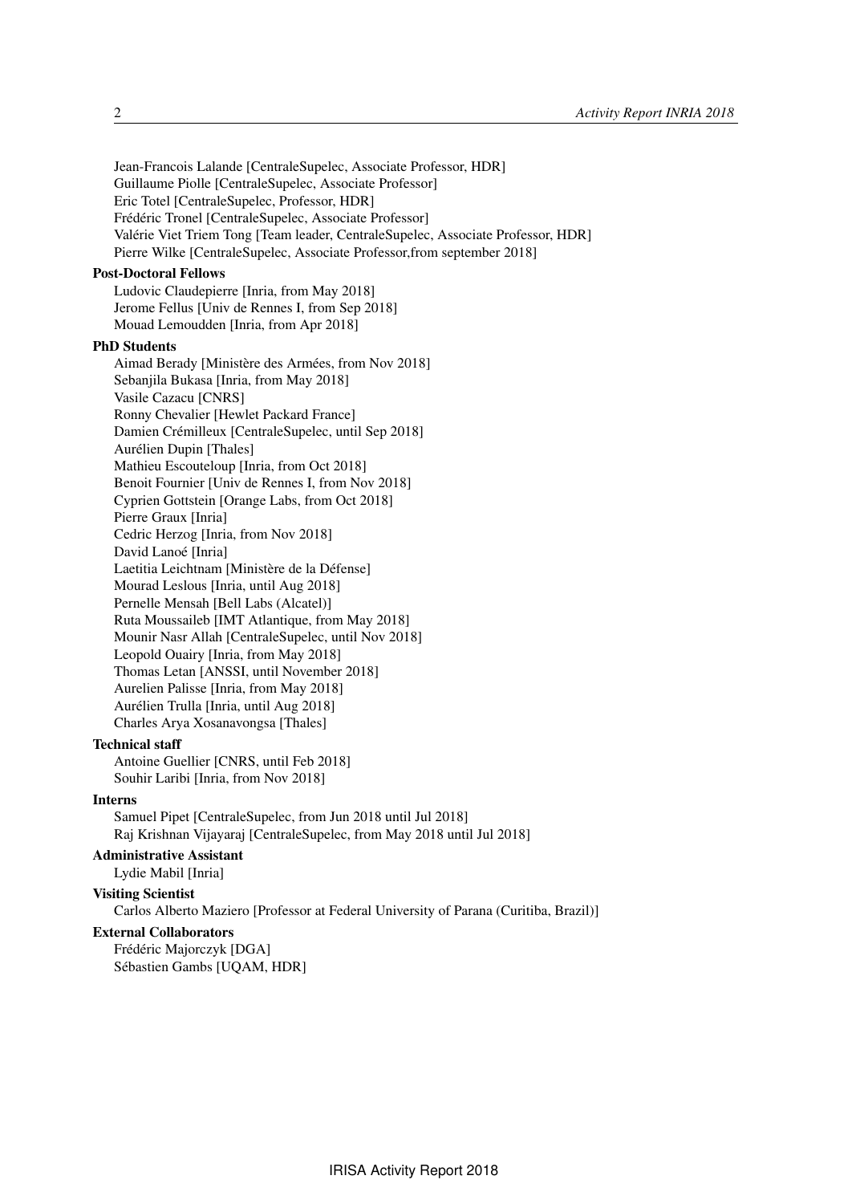Jean-Francois Lalande [CentraleSupelec, Associate Professor, HDR]
Guillaume Piolle [CentraleSupelec, Associate Professor]
Eric Totel [CentraleSupelec, Professor, HDR]
Frédéric Tronel [CentraleSupelec, Associate Professor]
Valérie Viet Triem Tong [Team leader, CentraleSupelec, Associate Professor, HDR]
Pierre Wilke [CentraleSupelec, Associate Professor,from september 2018]

**Post-Doctoral Fellows**

Ludovic Claudepierre [Inria, from May 2018]
Jerome Fellus [Univ de Rennes I, from Sep 2018]
Mouad Lemoudden [Inria, from Apr 2018]

**PhD Students**

Aimad Berady [Ministère des Armées, from Nov 2018]
Sebanjila Bukasa [Inria, from May 2018]
Vasile Cazacu [CNRS]
Ronny Chevalier [Hewlet Packard France]
Damien Crémilleux [CentraleSupelec, until Sep 2018]
Aurélien Dupin [Thales]
Mathieu Escouteloup [Inria, from Oct 2018]
Benoit Fournier [Univ de Rennes I, from Nov 2018]
Cyprien Gottstein [Orange Labs, from Oct 2018]
Pierre Graux [Inria]
Cedric Herzog [Inria, from Nov 2018]
David Lanoé [Inria]
Laetitia Leichtnam [Ministère de la Défense]
Mourad Leslous [Inria, until Aug 2018]
Pernelle Mensah [Bell Labs (Alcatel)]
Ruta Moussaileb [IMT Atlantique, from May 2018]
Mounir Nasr Allah [CentraleSupelec, until Nov 2018]
Leopold Ouairy [Inria, from May 2018]
Thomas Letan [ANSSI, until November 2018]
Aurelien Palisse [Inria, from May 2018]
Aurélien Trulla [Inria, until Aug 2018]
Charles Arya Xosanavongsa [Thales]

**Technical staff**

Antoine Guellier [CNRS, until Feb 2018]
Souhir Laribi [Inria, from Nov 2018]

**Interns**

Samuel Pipet [CentraleSupelec, from Jun 2018 until Jul 2018]
Raj Krishnan Vijayaraj [CentraleSupelec, from May 2018 until Jul 2018]

**Administrative Assistant**

Lydie Mabil [Inria]

**Visiting Scientist**

Carlos Alberto Maziero [Professor at Federal University of Parana (Curitiba, Brazil)]

**External Collaborators**

Frédéric Majorczyk [DGA]
Sébastien Gambs [UQAM, HDR]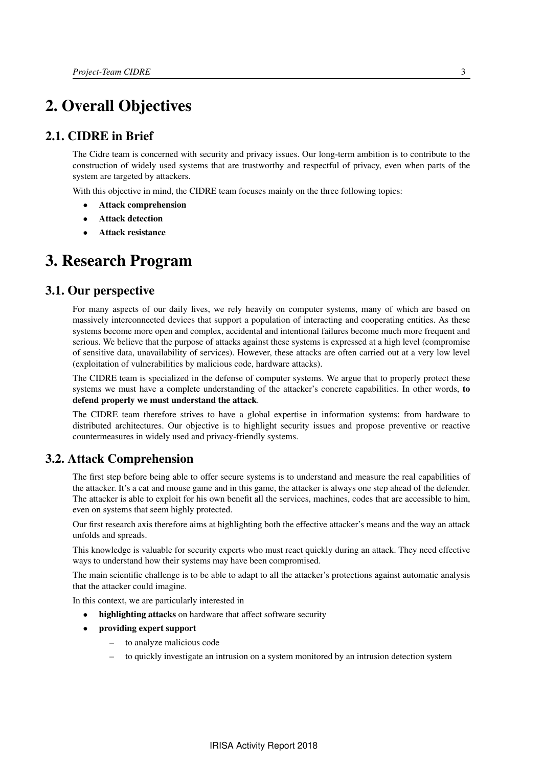# 2. Overall Objectives

## 2.1. CIDRE in Brief

The Cidre team is concerned with security and privacy issues. Our long-term ambition is to contribute to the construction of widely used systems that are trustworthy and respectful of privacy, even when parts of the system are targeted by attackers.

With this objective in mind, the CIDRE team focuses mainly on the three following topics:

- **Attack comprehension**
- **Attack detection**
- **Attack resistance**

# 3. Research Program

## 3.1. Our perspective

For many aspects of our daily lives, we rely heavily on computer systems, many of which are based on massively interconnected devices that support a population of interacting and cooperating entities. As these systems become more open and complex, accidental and intentional failures become much more frequent and serious. We believe that the purpose of attacks against these systems is expressed at a high level (compromise of sensitive data, unavailability of services). However, these attacks are often carried out at a very low level (exploitation of vulnerabilities by malicious code, hardware attacks).

The CIDRE team is specialized in the defense of computer systems. We argue that to properly protect these systems we must have a complete understanding of the attacker's concrete capabilities. In other words, **to defend properly we must understand the attack**.

The CIDRE team therefore strives to have a global expertise in information systems: from hardware to distributed architectures. Our objective is to highlight security issues and propose preventive or reactive countermeasures in widely used and privacy-friendly systems.

## 3.2. Attack Comprehension

The first step before being able to offer secure systems is to understand and measure the real capabilities of the attacker. It's a cat and mouse game and in this game, the attacker is always one step ahead of the defender. The attacker is able to exploit for his own benefit all the services, machines, codes that are accessible to him, even on systems that seem highly protected.

Our first research axis therefore aims at highlighting both the effective attacker's means and the way an attack unfolds and spreads.

This knowledge is valuable for security experts who must react quickly during an attack. They need effective ways to understand how their systems may have been compromised.

The main scientific challenge is to be able to adapt to all the attacker's protections against automatic analysis that the attacker could imagine.

In this context, we are particularly interested in

- **highlighting attacks** on hardware that affect software security
- **providing expert support**
  - to analyze malicious code
  - to quickly investigate an intrusion on a system monitored by an intrusion detection system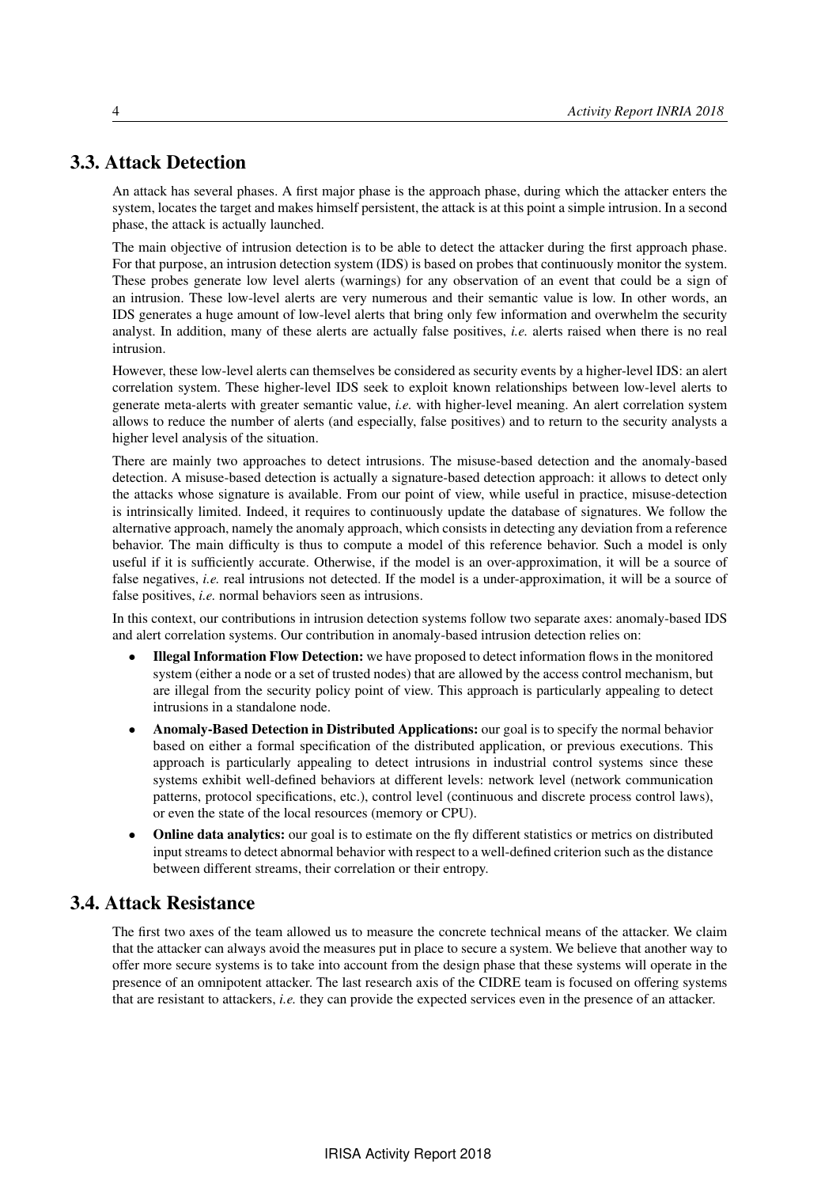## 3.3. Attack Detection

An attack has several phases. A first major phase is the approach phase, during which the attacker enters the system, locates the target and makes himself persistent, the attack is at this point a simple intrusion. In a second phase, the attack is actually launched.

The main objective of intrusion detection is to be able to detect the attacker during the first approach phase. For that purpose, an intrusion detection system (IDS) is based on probes that continuously monitor the system. These probes generate low level alerts (warnings) for any observation of an event that could be a sign of an intrusion. These low-level alerts are very numerous and their semantic value is low. In other words, an IDS generates a huge amount of low-level alerts that bring only few information and overwhelm the security analyst. In addition, many of these alerts are actually false positives, *i.e.* alerts raised when there is no real intrusion.

However, these low-level alerts can themselves be considered as security events by a higher-level IDS: an alert correlation system. These higher-level IDS seek to exploit known relationships between low-level alerts to generate meta-alerts with greater semantic value, *i.e.* with higher-level meaning. An alert correlation system allows to reduce the number of alerts (and especially, false positives) and to return to the security analysts a higher level analysis of the situation.

There are mainly two approaches to detect intrusions. The misuse-based detection and the anomaly-based detection. A misuse-based detection is actually a signature-based detection approach: it allows to detect only the attacks whose signature is available. From our point of view, while useful in practice, misuse-detection is intrinsically limited. Indeed, it requires to continuously update the database of signatures. We follow the alternative approach, namely the anomaly approach, which consists in detecting any deviation from a reference behavior. The main difficulty is thus to compute a model of this reference behavior. Such a model is only useful if it is sufficiently accurate. Otherwise, if the model is an over-approximation, it will be a source of false negatives, *i.e.* real intrusions not detected. If the model is a under-approximation, it will be a source of false positives, *i.e.* normal behaviors seen as intrusions.

In this context, our contributions in intrusion detection systems follow two separate axes: anomaly-based IDS and alert correlation systems. Our contribution in anomaly-based intrusion detection relies on:

- **Illegal Information Flow Detection:** we have proposed to detect information flows in the monitored system (either a node or a set of trusted nodes) that are allowed by the access control mechanism, but are illegal from the security policy point of view. This approach is particularly appealing to detect intrusions in a standalone node.
- **Anomaly-Based Detection in Distributed Applications:** our goal is to specify the normal behavior based on either a formal specification of the distributed application, or previous executions. This approach is particularly appealing to detect intrusions in industrial control systems since these systems exhibit well-defined behaviors at different levels: network level (network communication patterns, protocol specifications, etc.), control level (continuous and discrete process control laws), or even the state of the local resources (memory or CPU).
- **Online data analytics:** our goal is to estimate on the fly different statistics or metrics on distributed input streams to detect abnormal behavior with respect to a well-defined criterion such as the distance between different streams, their correlation or their entropy.

## 3.4. Attack Resistance

The first two axes of the team allowed us to measure the concrete technical means of the attacker. We claim that the attacker can always avoid the measures put in place to secure a system. We believe that another way to offer more secure systems is to take into account from the design phase that these systems will operate in the presence of an omnipotent attacker. The last research axis of the CIDRE team is focused on offering systems that are resistant to attackers, *i.e.* they can provide the expected services even in the presence of an attacker.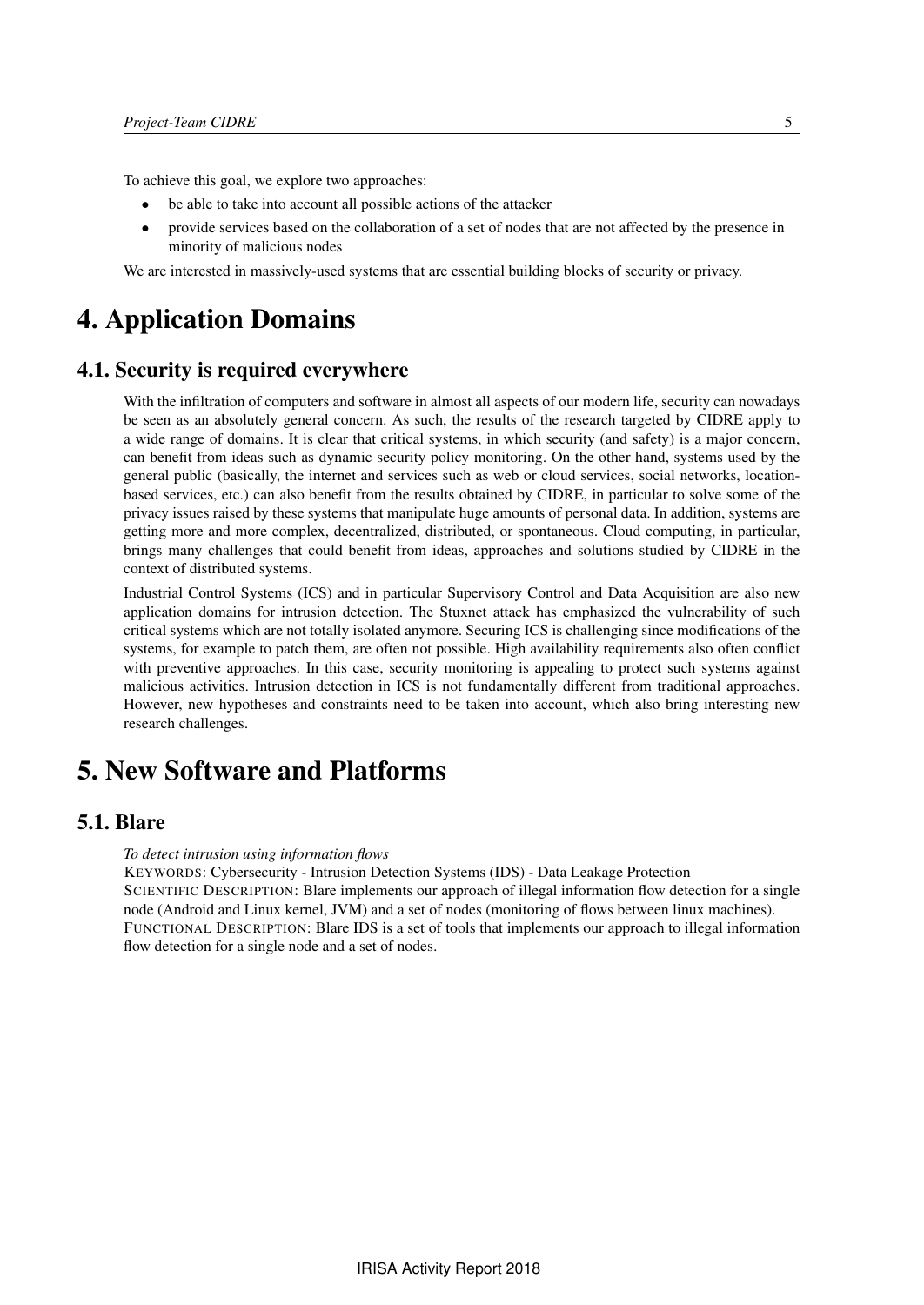To achieve this goal, we explore two approaches:

- be able to take into account all possible actions of the attacker
- provide services based on the collaboration of a set of nodes that are not affected by the presence in minority of malicious nodes

We are interested in massively-used systems that are essential building blocks of security or privacy.

# 4. Application Domains

## 4.1. Security is required everywhere

With the infiltration of computers and software in almost all aspects of our modern life, security can nowadays be seen as an absolutely general concern. As such, the results of the research targeted by CIDRE apply to a wide range of domains. It is clear that critical systems, in which security (and safety) is a major concern, can benefit from ideas such as dynamic security policy monitoring. On the other hand, systems used by the general public (basically, the internet and services such as web or cloud services, social networks, location-based services, etc.) can also benefit from the results obtained by CIDRE, in particular to solve some of the privacy issues raised by these systems that manipulate huge amounts of personal data. In addition, systems are getting more and more complex, decentralized, distributed, or spontaneous. Cloud computing, in particular, brings many challenges that could benefit from ideas, approaches and solutions studied by CIDRE in the context of distributed systems.

Industrial Control Systems (ICS) and in particular Supervisory Control and Data Acquisition are also new application domains for intrusion detection. The Stuxnet attack has emphasized the vulnerability of such critical systems which are not totally isolated anymore. Securing ICS is challenging since modifications of the systems, for example to patch them, are often not possible. High availability requirements also often conflict with preventive approaches. In this case, security monitoring is appealing to protect such systems against malicious activities. Intrusion detection in ICS is not fundamentally different from traditional approaches. However, new hypotheses and constraints need to be taken into account, which also bring interesting new research challenges.

# 5. New Software and Platforms

## 5.1. Blare

*To detect intrusion using information flows*

KEYWORDS: Cybersecurity - Intrusion Detection Systems (IDS) - Data Leakage Protection

SCIENTIFIC DESCRIPTION: Blare implements our approach of illegal information flow detection for a single node (Android and Linux kernel, JVM) and a set of nodes (monitoring of flows between linux machines).

FUNCTIONAL DESCRIPTION: Blare IDS is a set of tools that implements our approach to illegal information flow detection for a single node and a set of nodes.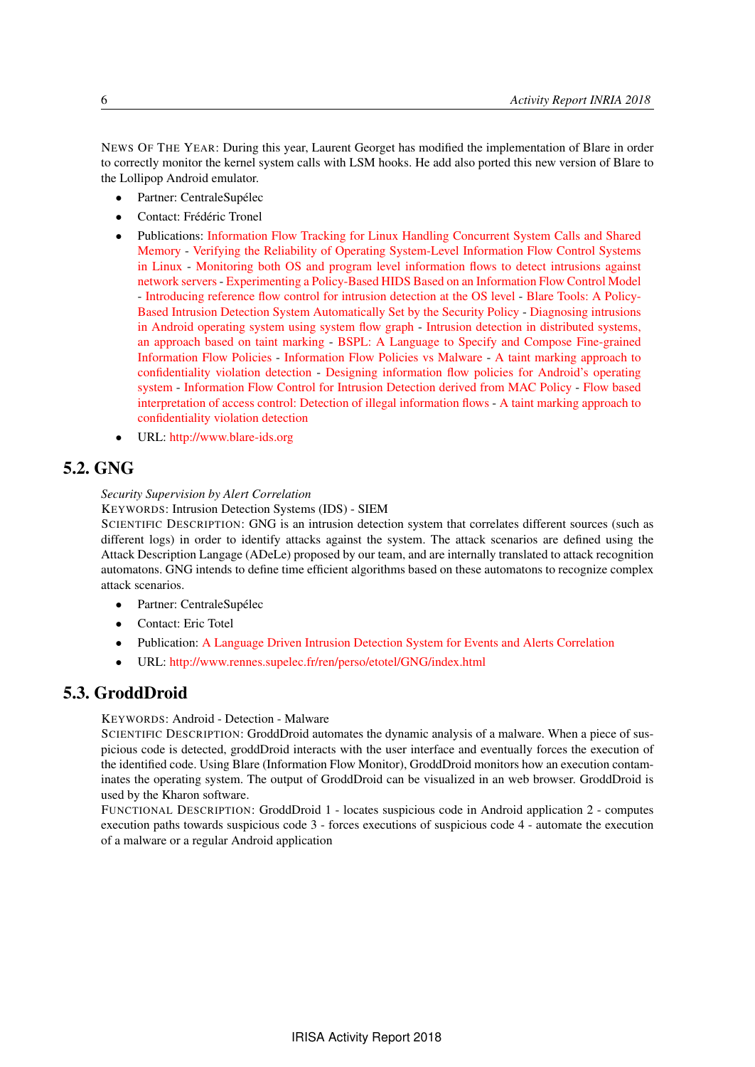NEWS OF THE YEAR: During this year, Laurent Georget has modified the implementation of Blare in order to correctly monitor the kernel system calls with LSM hooks. He add also ported this new version of Blare to the Lollipop Android emulator.

- Partner: CentraleSupélec
- Contact: Frédéric Tronel
- Publications: Information Flow Tracking for Linux Handling Concurrent System Calls and Shared Memory - Verifying the Reliability of Operating System-Level Information Flow Control Systems in Linux - Monitoring both OS and program level information flows to detect intrusions against network servers - Experimenting a Policy-Based HIDS Based on an Information Flow Control Model - Introducing reference flow control for intrusion detection at the OS level - Blare Tools: A Policy-Based Intrusion Detection System Automatically Set by the Security Policy - Diagnosing intrusions in Android operating system using system flow graph - Intrusion detection in distributed systems, an approach based on taint marking - BSPL: A Language to Specify and Compose Fine-grained Information Flow Policies - Information Flow Policies vs Malware - A taint marking approach to confidentiality violation detection - Designing information flow policies for Android's operating system - Information Flow Control for Intrusion Detection derived from MAC Policy - Flow based interpretation of access control: Detection of illegal information flows - A taint marking approach to confidentiality violation detection
- URL: http://www.blare-ids.org

## 5.2. GNG

*Security Supervision by Alert Correlation*

KEYWORDS: Intrusion Detection Systems (IDS) - SIEM

SCIENTIFIC DESCRIPTION: GNG is an intrusion detection system that correlates different sources (such as different logs) in order to identify attacks against the system. The attack scenarios are defined using the Attack Description Langage (ADeLe) proposed by our team, and are internally translated to attack recognition automatons. GNG intends to define time efficient algorithms based on these automatons to recognize complex attack scenarios.

- Partner: CentraleSupélec
- Contact: Eric Totel
- Publication: A Language Driven Intrusion Detection System for Events and Alerts Correlation
- URL: http://www.rennes.supelec.fr/ren/perso/etotel/GNG/index.html

## 5.3. GroddDroid

KEYWORDS: Android - Detection - Malware

SCIENTIFIC DESCRIPTION: GroddDroid automates the dynamic analysis of a malware. When a piece of suspicious code is detected, groddDroid interacts with the user interface and eventually forces the execution of the identified code. Using Blare (Information Flow Monitor), GroddDroid monitors how an execution contaminates the operating system. The output of GroddDroid can be visualized in an web browser. GroddDroid is used by the Kharon software.

FUNCTIONAL DESCRIPTION: GroddDroid 1 - locates suspicious code in Android application 2 - computes execution paths towards suspicious code 3 - forces executions of suspicious code 4 - automate the execution of a malware or a regular Android application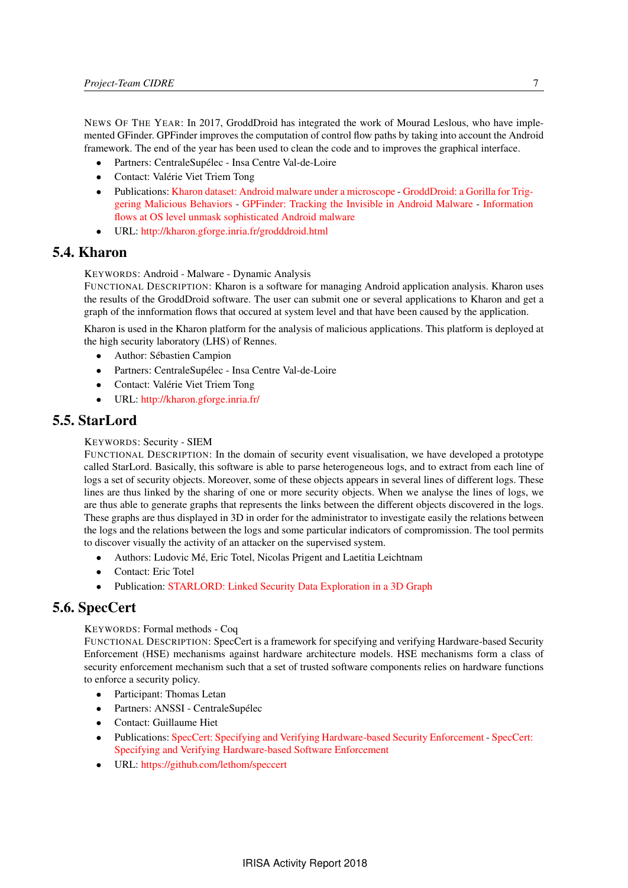NEWS OF THE YEAR: In 2017, GroddDroid has integrated the work of Mourad Leslous, who have implemented GFinder. GPFinder improves the computation of control flow paths by taking into account the Android framework. The end of the year has been used to clean the code and to improves the graphical interface.

- Partners: CentraleSupélec - Insa Centre Val-de-Loire
- Contact: Valérie Viet Triem Tong
- Publications: Kharon dataset: Android malware under a microscope - GroddDroid: a Gorilla for Triggering Malicious Behaviors - GPFinder: Tracking the Invisible in Android Malware - Information flows at OS level unmask sophisticated Android malware
- URL: http://kharon.gforge.inria.fr/grodddroid.html

## 5.4. Kharon

KEYWORDS: Android - Malware - Dynamic Analysis
FUNCTIONAL DESCRIPTION: Kharon is a software for managing Android application analysis. Kharon uses the results of the GroddDroid software. The user can submit one or several applications to Kharon and get a graph of the innformation flows that occured at system level and that have been caused by the application.

Kharon is used in the Kharon platform for the analysis of malicious applications. This platform is deployed at the high security laboratory (LHS) of Rennes.

- Author: Sébastien Campion
- Partners: CentraleSupélec - Insa Centre Val-de-Loire
- Contact: Valérie Viet Triem Tong
- URL: http://kharon.gforge.inria.fr/

## 5.5. StarLord

KEYWORDS: Security - SIEM
FUNCTIONAL DESCRIPTION: In the domain of security event visualisation, we have developed a prototype called StarLord. Basically, this software is able to parse heterogeneous logs, and to extract from each line of logs a set of security objects. Moreover, some of these objects appears in several lines of different logs. These lines are thus linked by the sharing of one or more security objects. When we analyse the lines of logs, we are thus able to generate graphs that represents the links between the different objects discovered in the logs. These graphs are thus displayed in 3D in order for the administrator to investigate easily the relations between the logs and the relations between the logs and some particular indicators of compromission. The tool permits to discover visually the activity of an attacker on the supervised system.

- Authors: Ludovic Mé, Eric Totel, Nicolas Prigent and Laetitia Leichtnam
- Contact: Eric Totel
- Publication: STARLORD: Linked Security Data Exploration in a 3D Graph

## 5.6. SpecCert

KEYWORDS: Formal methods - Coq
FUNCTIONAL DESCRIPTION: SpecCert is a framework for specifying and verifying Hardware-based Security Enforcement (HSE) mechanisms against hardware architecture models. HSE mechanisms form a class of security enforcement mechanism such that a set of trusted software components relies on hardware functions to enforce a security policy.

- Participant: Thomas Letan
- Partners: ANSSI - CentraleSupélec
- Contact: Guillaume Hiet
- Publications: SpecCert: Specifying and Verifying Hardware-based Security Enforcement - SpecCert: Specifying and Verifying Hardware-based Software Enforcement
- URL: https://github.com/lethom/speccert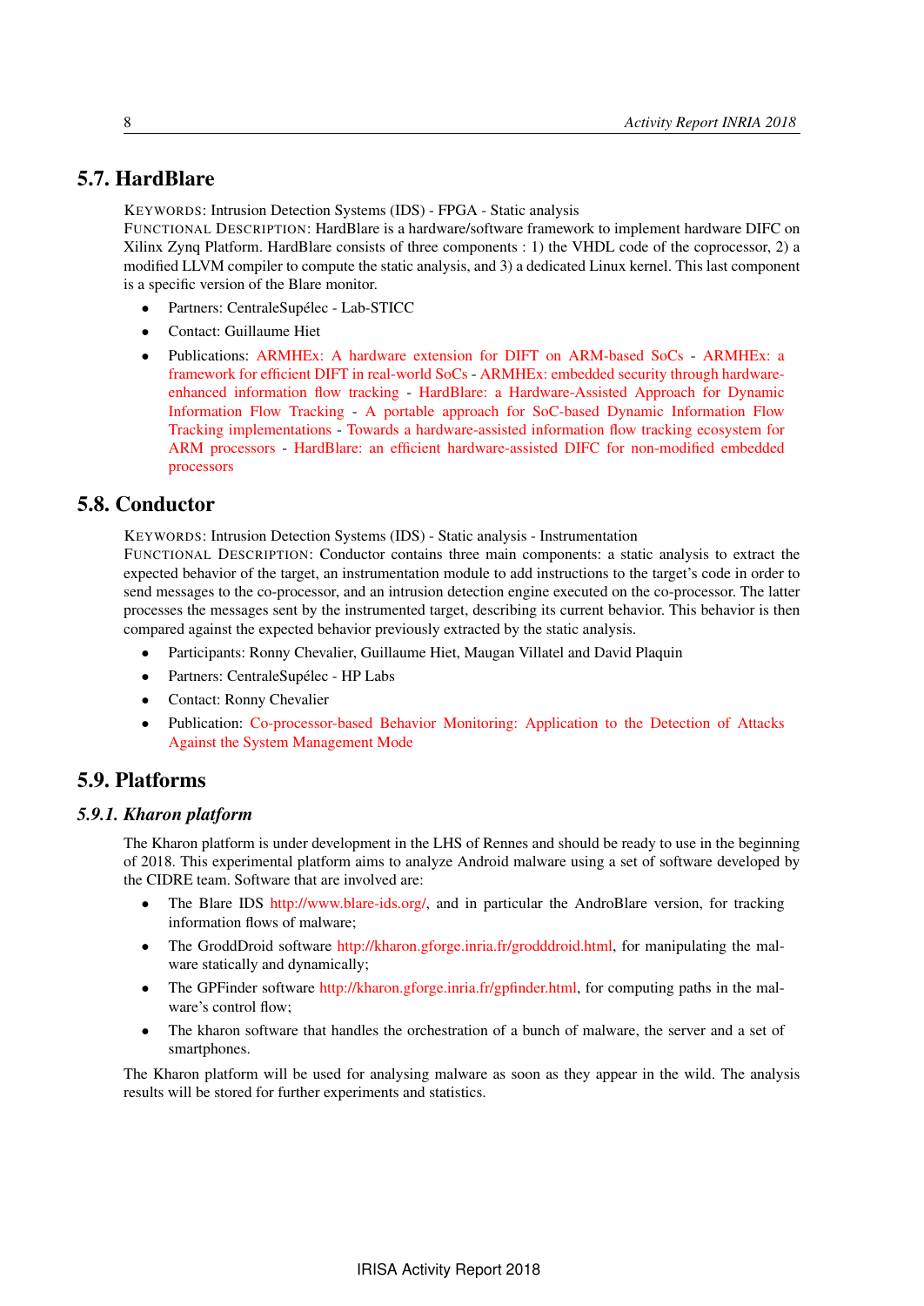## 5.7. HardBlare

KEYWORDS: Intrusion Detection Systems (IDS) - FPGA - Static analysis

FUNCTIONAL DESCRIPTION: HardBlare is a hardware/software framework to implement hardware DIFC on Xilinx Zynq Platform. HardBlare consists of three components : 1) the VHDL code of the coprocessor, 2) a modified LLVM compiler to compute the static analysis, and 3) a dedicated Linux kernel. This last component is a specific version of the Blare monitor.

- Partners: CentraleSupélec - Lab-STICC
- Contact: Guillaume Hiet
- Publications: ARMHEx: A hardware extension for DIFT on ARM-based SoCs - ARMHEx: a framework for efficient DIFT in real-world SoCs - ARMHEx: embedded security through hardware-enhanced information flow tracking - HardBlare: a Hardware-Assisted Approach for Dynamic Information Flow Tracking - A portable approach for SoC-based Dynamic Information Flow Tracking implementations - Towards a hardware-assisted information flow tracking ecosystem for ARM processors - HardBlare: an efficient hardware-assisted DIFC for non-modified embedded processors

## 5.8. Conductor

KEYWORDS: Intrusion Detection Systems (IDS) - Static analysis - Instrumentation

FUNCTIONAL DESCRIPTION: Conductor contains three main components: a static analysis to extract the expected behavior of the target, an instrumentation module to add instructions to the target's code in order to send messages to the co-processor, and an intrusion detection engine executed on the co-processor. The latter processes the messages sent by the instrumented target, describing its current behavior. This behavior is then compared against the expected behavior previously extracted by the static analysis.

- Participants: Ronny Chevalier, Guillaume Hiet, Maugan Villatel and David Plaquin
- Partners: CentraleSupélec - HP Labs
- Contact: Ronny Chevalier
- Publication: Co-processor-based Behavior Monitoring: Application to the Detection of Attacks Against the System Management Mode

## 5.9. Platforms

### *5.9.1. Kharon platform*

The Kharon platform is under development in the LHS of Rennes and should be ready to use in the beginning of 2018. This experimental platform aims to analyze Android malware using a set of software developed by the CIDRE team. Software that are involved are:

- The Blare IDS http://www.blare-ids.org/, and in particular the AndroBlare version, for tracking information flows of malware;
- The GroddDroid software http://kharon.gforge.inria.fr/grodddroid.html, for manipulating the malware statically and dynamically;
- The GPFinder software http://kharon.gforge.inria.fr/gpfinder.html, for computing paths in the malware's control flow;
- The kharon software that handles the orchestration of a bunch of malware, the server and a set of smartphones.

The Kharon platform will be used for analysing malware as soon as they appear in the wild. The analysis results will be stored for further experiments and statistics.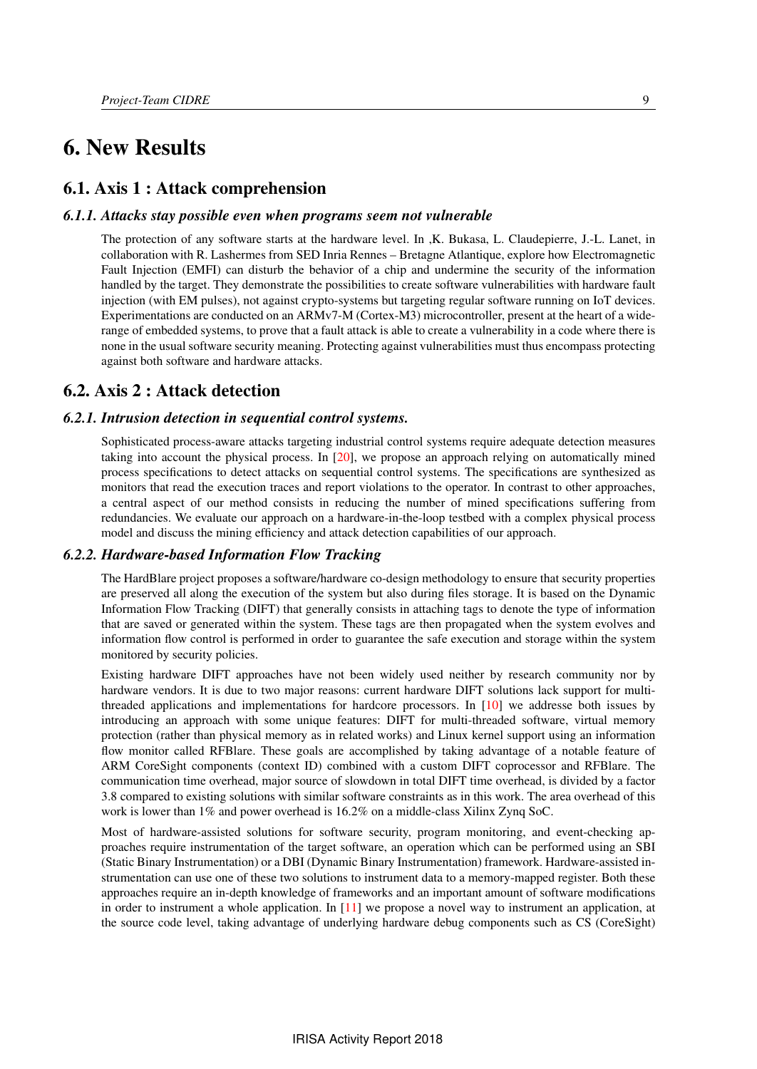# 6. New Results

## 6.1. Axis 1 : Attack comprehension

### 6.1.1. Attacks stay possible even when programs seem not vulnerable

The protection of any software starts at the hardware level. In ,K. Bukasa, L. Claudepierre, J.-L. Lanet, in collaboration with R. Lashermes from SED Inria Rennes – Bretagne Atlantique, explore how Electromagnetic Fault Injection (EMFI) can disturb the behavior of a chip and undermine the security of the information handled by the target. They demonstrate the possibilities to create software vulnerabilities with hardware fault injection (with EM pulses), not against crypto-systems but targeting regular software running on IoT devices. Experimentations are conducted on an ARMv7-M (Cortex-M3) microcontroller, present at the heart of a wide-range of embedded systems, to prove that a fault attack is able to create a vulnerability in a code where there is none in the usual software security meaning. Protecting against vulnerabilities must thus encompass protecting against both software and hardware attacks.

## 6.2. Axis 2 : Attack detection

### 6.2.1. Intrusion detection in sequential control systems.

Sophisticated process-aware attacks targeting industrial control systems require adequate detection measures taking into account the physical process. In [20], we propose an approach relying on automatically mined process specifications to detect attacks on sequential control systems. The specifications are synthesized as monitors that read the execution traces and report violations to the operator. In contrast to other approaches, a central aspect of our method consists in reducing the number of mined specifications suffering from redundancies. We evaluate our approach on a hardware-in-the-loop testbed with a complex physical process model and discuss the mining efficiency and attack detection capabilities of our approach.

### 6.2.2. Hardware-based Information Flow Tracking

The HardBlare project proposes a software/hardware co-design methodology to ensure that security properties are preserved all along the execution of the system but also during files storage. It is based on the Dynamic Information Flow Tracking (DIFT) that generally consists in attaching tags to denote the type of information that are saved or generated within the system. These tags are then propagated when the system evolves and information flow control is performed in order to guarantee the safe execution and storage within the system monitored by security policies.

Existing hardware DIFT approaches have not been widely used neither by research community nor by hardware vendors. It is due to two major reasons: current hardware DIFT solutions lack support for multi-threaded applications and implementations for hardcore processors. In [10] we addresse both issues by introducing an approach with some unique features: DIFT for multi-threaded software, virtual memory protection (rather than physical memory as in related works) and Linux kernel support using an information flow monitor called RFBlare. These goals are accomplished by taking advantage of a notable feature of ARM CoreSight components (context ID) combined with a custom DIFT coprocessor and RFBlare. The communication time overhead, major source of slowdown in total DIFT time overhead, is divided by a factor 3.8 compared to existing solutions with similar software constraints as in this work. The area overhead of this work is lower than 1% and power overhead is 16.2% on a middle-class Xilinx Zynq SoC.

Most of hardware-assisted solutions for software security, program monitoring, and event-checking approaches require instrumentation of the target software, an operation which can be performed using an SBI (Static Binary Instrumentation) or a DBI (Dynamic Binary Instrumentation) framework. Hardware-assisted instrumentation can use one of these two solutions to instrument data to a memory-mapped register. Both these approaches require an in-depth knowledge of frameworks and an important amount of software modifications in order to instrument a whole application. In [11] we propose a novel way to instrument an application, at the source code level, taking advantage of underlying hardware debug components such as CS (CoreSight)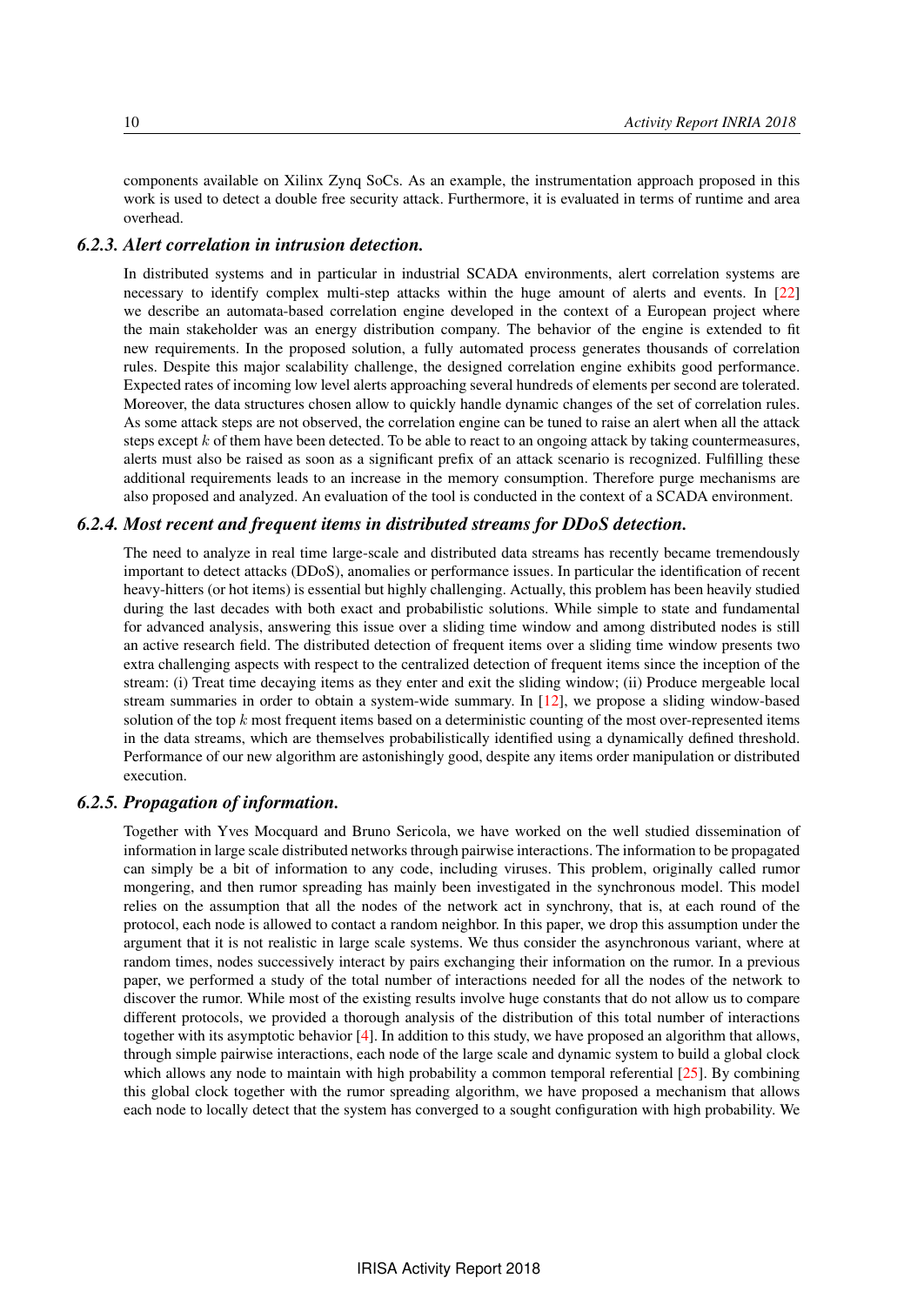components available on Xilinx Zynq SoCs. As an example, the instrumentation approach proposed in this work is used to detect a double free security attack. Furthermore, it is evaluated in terms of runtime and area overhead.

### *6.2.3. Alert correlation in intrusion detection.*

In distributed systems and in particular in industrial SCADA environments, alert correlation systems are necessary to identify complex multi-step attacks within the huge amount of alerts and events. In [22] we describe an automata-based correlation engine developed in the context of a European project where the main stakeholder was an energy distribution company. The behavior of the engine is extended to fit new requirements. In the proposed solution, a fully automated process generates thousands of correlation rules. Despite this major scalability challenge, the designed correlation engine exhibits good performance. Expected rates of incoming low level alerts approaching several hundreds of elements per second are tolerated. Moreover, the data structures chosen allow to quickly handle dynamic changes of the set of correlation rules. As some attack steps are not observed, the correlation engine can be tuned to raise an alert when all the attack steps except $k$ of them have been detected. To be able to react to an ongoing attack by taking countermeasures, alerts must also be raised as soon as a significant prefix of an attack scenario is recognized. Fulfilling these additional requirements leads to an increase in the memory consumption. Therefore purge mechanisms are also proposed and analyzed. An evaluation of the tool is conducted in the context of a SCADA environment.

### *6.2.4. Most recent and frequent items in distributed streams for DDoS detection.*

The need to analyze in real time large-scale and distributed data streams has recently became tremendously important to detect attacks (DDoS), anomalies or performance issues. In particular the identification of recent heavy-hitters (or hot items) is essential but highly challenging. Actually, this problem has been heavily studied during the last decades with both exact and probabilistic solutions. While simple to state and fundamental for advanced analysis, answering this issue over a sliding time window and among distributed nodes is still an active research field. The distributed detection of frequent items over a sliding time window presents two extra challenging aspects with respect to the centralized detection of frequent items since the inception of the stream: (i) Treat time decaying items as they enter and exit the sliding window; (ii) Produce mergeable local stream summaries in order to obtain a system-wide summary. In [12], we propose a sliding window-based solution of the top $k$ most frequent items based on a deterministic counting of the most over-represented items in the data streams, which are themselves probabilistically identified using a dynamically defined threshold. Performance of our new algorithm are astonishingly good, despite any items order manipulation or distributed execution.

### *6.2.5. Propagation of information.*

Together with Yves Mocquard and Bruno Sericola, we have worked on the well studied dissemination of information in large scale distributed networks through pairwise interactions. The information to be propagated can simply be a bit of information to any code, including viruses. This problem, originally called rumor mongering, and then rumor spreading has mainly been investigated in the synchronous model. This model relies on the assumption that all the nodes of the network act in synchrony, that is, at each round of the protocol, each node is allowed to contact a random neighbor. In this paper, we drop this assumption under the argument that it is not realistic in large scale systems. We thus consider the asynchronous variant, where at random times, nodes successively interact by pairs exchanging their information on the rumor. In a previous paper, we performed a study of the total number of interactions needed for all the nodes of the network to discover the rumor. While most of the existing results involve huge constants that do not allow us to compare different protocols, we provided a thorough analysis of the distribution of this total number of interactions together with its asymptotic behavior [4]. In addition to this study, we have proposed an algorithm that allows, through simple pairwise interactions, each node of the large scale and dynamic system to build a global clock which allows any node to maintain with high probability a common temporal referential [25]. By combining this global clock together with the rumor spreading algorithm, we have proposed a mechanism that allows each node to locally detect that the system has converged to a sought configuration with high probability. We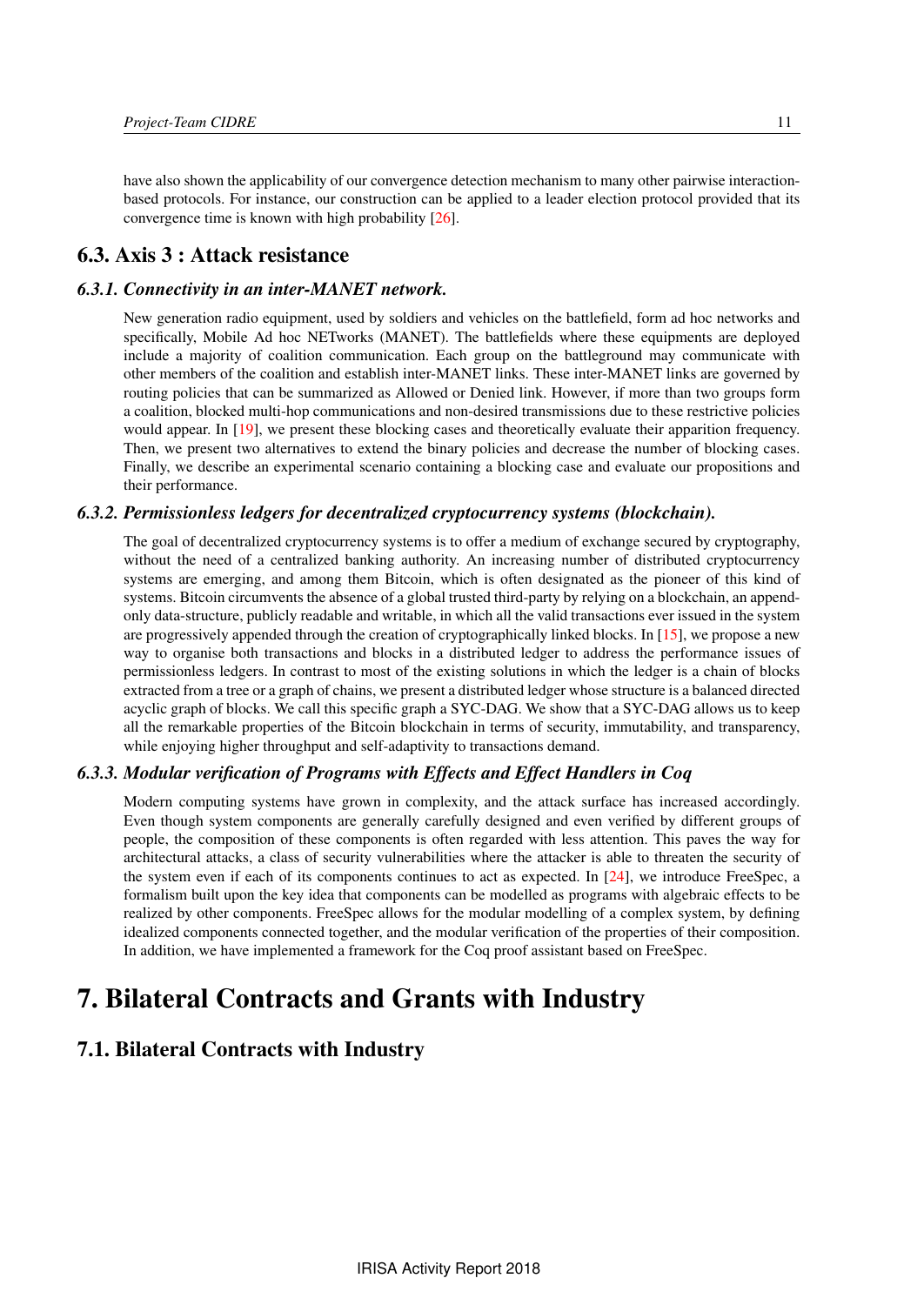have also shown the applicability of our convergence detection mechanism to many other pairwise interaction-based protocols. For instance, our construction can be applied to a leader election protocol provided that its convergence time is known with high probability [26].

## 6.3. Axis 3 : Attack resistance

### *6.3.1. Connectivity in an inter-MANET network.*

New generation radio equipment, used by soldiers and vehicles on the battlefield, form ad hoc networks and specifically, Mobile Ad hoc NETworks (MANET). The battlefields where these equipments are deployed include a majority of coalition communication. Each group on the battleground may communicate with other members of the coalition and establish inter-MANET links. These inter-MANET links are governed by routing policies that can be summarized as Allowed or Denied link. However, if more than two groups form a coalition, blocked multi-hop communications and non-desired transmissions due to these restrictive policies would appear. In [19], we present these blocking cases and theoretically evaluate their apparition frequency. Then, we present two alternatives to extend the binary policies and decrease the number of blocking cases. Finally, we describe an experimental scenario containing a blocking case and evaluate our propositions and their performance.

### *6.3.2. Permissionless ledgers for decentralized cryptocurrency systems (blockchain).*

The goal of decentralized cryptocurrency systems is to offer a medium of exchange secured by cryptography, without the need of a centralized banking authority. An increasing number of distributed cryptocurrency systems are emerging, and among them Bitcoin, which is often designated as the pioneer of this kind of systems. Bitcoin circumvents the absence of a global trusted third-party by relying on a blockchain, an append-only data-structure, publicly readable and writable, in which all the valid transactions ever issued in the system are progressively appended through the creation of cryptographically linked blocks. In [15], we propose a new way to organise both transactions and blocks in a distributed ledger to address the performance issues of permissionless ledgers. In contrast to most of the existing solutions in which the ledger is a chain of blocks extracted from a tree or a graph of chains, we present a distributed ledger whose structure is a balanced directed acyclic graph of blocks. We call this specific graph a SYC-DAG. We show that a SYC-DAG allows us to keep all the remarkable properties of the Bitcoin blockchain in terms of security, immutability, and transparency, while enjoying higher throughput and self-adaptivity to transactions demand.

### *6.3.3. Modular verification of Programs with Effects and Effect Handlers in Coq*

Modern computing systems have grown in complexity, and the attack surface has increased accordingly. Even though system components are generally carefully designed and even verified by different groups of people, the composition of these components is often regarded with less attention. This paves the way for architectural attacks, a class of security vulnerabilities where the attacker is able to threaten the security of the system even if each of its components continues to act as expected. In [24], we introduce FreeSpec, a formalism built upon the key idea that components can be modelled as programs with algebraic effects to be realized by other components. FreeSpec allows for the modular modelling of a complex system, by defining idealized components connected together, and the modular verification of the properties of their composition. In addition, we have implemented a framework for the Coq proof assistant based on FreeSpec.

# 7. Bilateral Contracts and Grants with Industry

## 7.1. Bilateral Contracts with Industry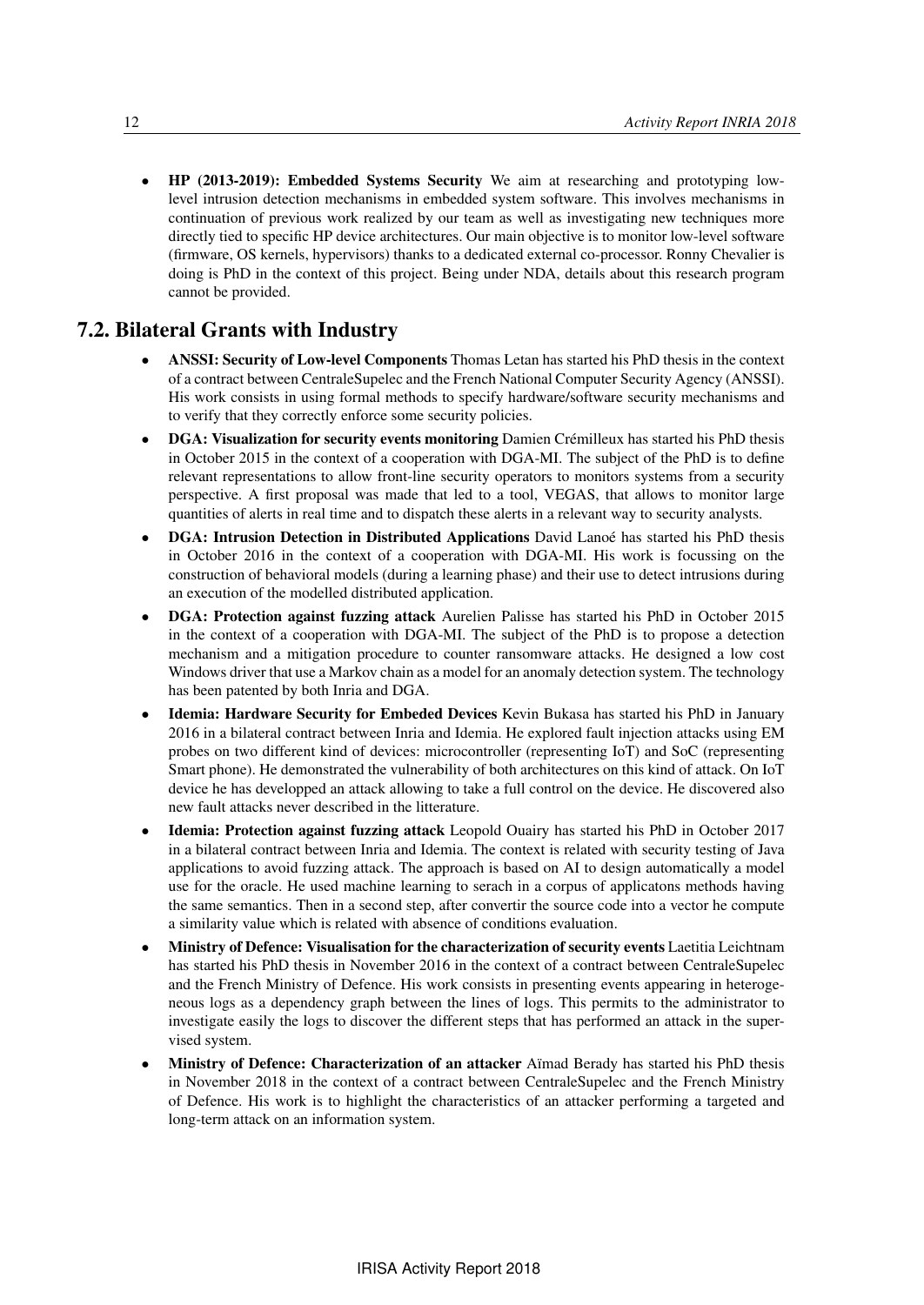- **HP (2013-2019): Embedded Systems Security** We aim at researching and prototyping low-level intrusion detection mechanisms in embedded system software. This involves mechanisms in continuation of previous work realized by our team as well as investigating new techniques more directly tied to specific HP device architectures. Our main objective is to monitor low-level software (firmware, OS kernels, hypervisors) thanks to a dedicated external co-processor. Ronny Chevalier is doing is PhD in the context of this project. Being under NDA, details about this research program cannot be provided.

## 7.2. Bilateral Grants with Industry

- **ANSSI: Security of Low-level Components** Thomas Letan has started his PhD thesis in the context of a contract between CentraleSupelec and the French National Computer Security Agency (ANSSI). His work consists in using formal methods to specify hardware/software security mechanisms and to verify that they correctly enforce some security policies.
- **DGA: Visualization for security events monitoring** Damien Crémilleux has started his PhD thesis in October 2015 in the context of a cooperation with DGA-MI. The subject of the PhD is to define relevant representations to allow front-line security operators to monitors systems from a security perspective. A first proposal was made that led to a tool, VEGAS, that allows to monitor large quantities of alerts in real time and to dispatch these alerts in a relevant way to security analysts.
- **DGA: Intrusion Detection in Distributed Applications** David Lanoé has started his PhD thesis in October 2016 in the context of a cooperation with DGA-MI. His work is focussing on the construction of behavioral models (during a learning phase) and their use to detect intrusions during an execution of the modelled distributed application.
- **DGA: Protection against fuzzing attack** Aurelien Palisse has started his PhD in October 2015 in the context of a cooperation with DGA-MI. The subject of the PhD is to propose a detection mechanism and a mitigation procedure to counter ransomware attacks. He designed a low cost Windows driver that use a Markov chain as a model for an anomaly detection system. The technology has been patented by both Inria and DGA.
- **Idemia: Hardware Security for Embeded Devices** Kevin Bukasa has started his PhD in January 2016 in a bilateral contract between Inria and Idemia. He explored fault injection attacks using EM probes on two different kind of devices: microcontroller (representing IoT) and SoC (representing Smart phone). He demonstrated the vulnerability of both architectures on this kind of attack. On IoT device he has developped an attack allowing to take a full control on the device. He discovered also new fault attacks never described in the litterature.
- **Idemia: Protection against fuzzing attack** Leopold Ouairy has started his PhD in October 2017 in a bilateral contract between Inria and Idemia. The context is related with security testing of Java applications to avoid fuzzing attack. The approach is based on AI to design automatically a model use for the oracle. He used machine learning to serach in a corpus of applicatons methods having the same semantics. Then in a second step, after convertir the source code into a vector he compute a similarity value which is related with absence of conditions evaluation.
- **Ministry of Defence: Visualisation for the characterization of security events** Laetitia Leichtnam has started his PhD thesis in November 2016 in the context of a contract between CentraleSupelec and the French Ministry of Defence. His work consists in presenting events appearing in heterogeneous logs as a dependency graph between the lines of logs. This permits to the administrator to investigate easily the logs to discover the different steps that has performed an attack in the supervised system.
- **Ministry of Defence: Characterization of an attacker** Aïmad Berady has started his PhD thesis in November 2018 in the context of a contract between CentraleSupelec and the French Ministry of Defence. His work is to highlight the characteristics of an attacker performing a targeted and long-term attack on an information system.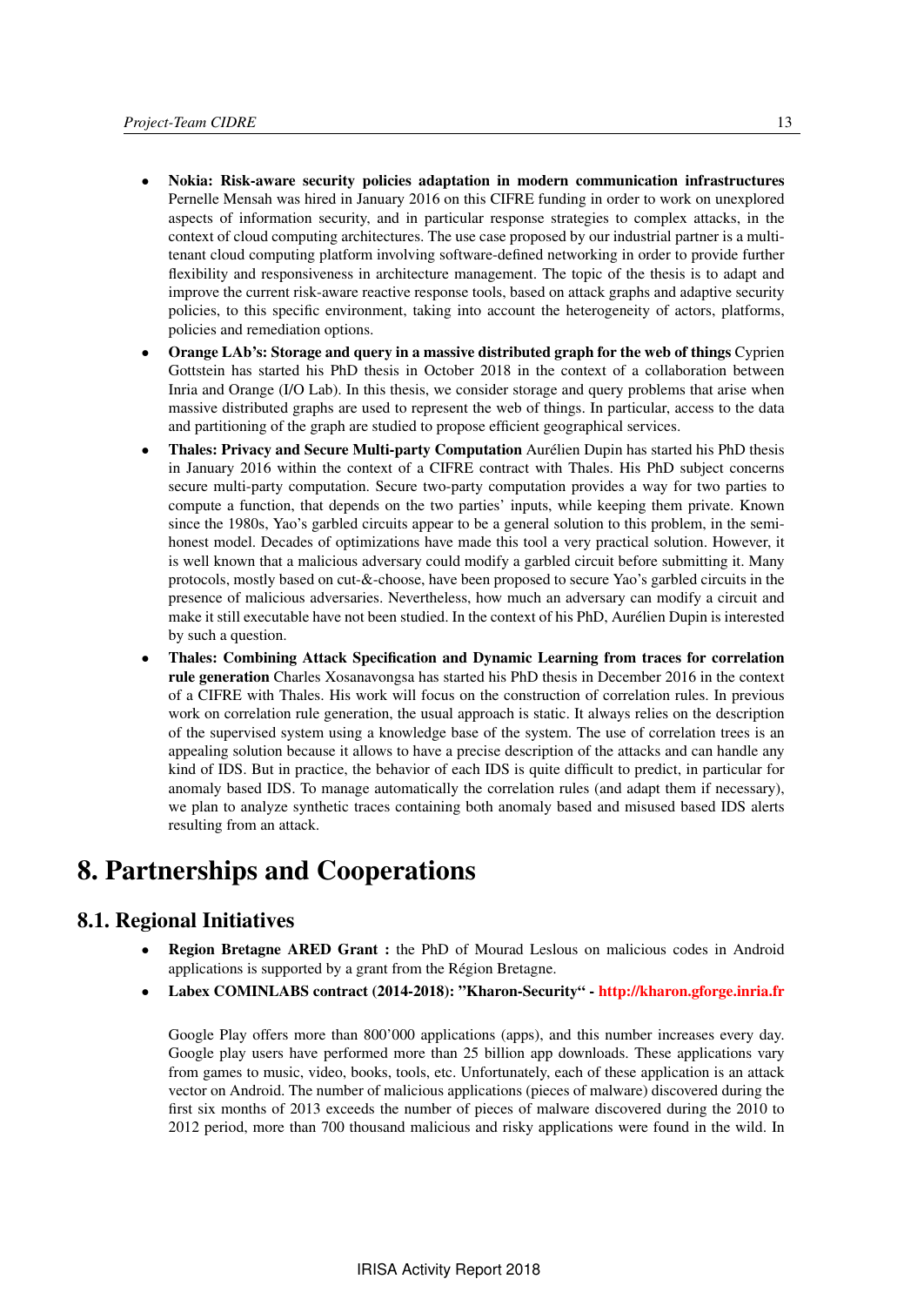- **Nokia: Risk-aware security policies adaptation in modern communication infrastructures** Pernelle Mensah was hired in January 2016 on this CIFRE funding in order to work on unexplored aspects of information security, and in particular response strategies to complex attacks, in the context of cloud computing architectures. The use case proposed by our industrial partner is a multi-tenant cloud computing platform involving software-defined networking in order to provide further flexibility and responsiveness in architecture management. The topic of the thesis is to adapt and improve the current risk-aware reactive response tools, based on attack graphs and adaptive security policies, to this specific environment, taking into account the heterogeneity of actors, platforms, policies and remediation options.
- **Orange LAb's: Storage and query in a massive distributed graph for the web of things** Cyprien Gottstein has started his PhD thesis in October 2018 in the context of a collaboration between Inria and Orange (I/O Lab). In this thesis, we consider storage and query problems that arise when massive distributed graphs are used to represent the web of things. In particular, access to the data and partitioning of the graph are studied to propose efficient geographical services.
- **Thales: Privacy and Secure Multi-party Computation** Aurélien Dupin has started his PhD thesis in January 2016 within the context of a CIFRE contract with Thales. His PhD subject concerns secure multi-party computation. Secure two-party computation provides a way for two parties to compute a function, that depends on the two parties' inputs, while keeping them private. Known since the 1980s, Yao's garbled circuits appear to be a general solution to this problem, in the semi-honest model. Decades of optimizations have made this tool a very practical solution. However, it is well known that a malicious adversary could modify a garbled circuit before submitting it. Many protocols, mostly based on cut-&-choose, have been proposed to secure Yao's garbled circuits in the presence of malicious adversaries. Nevertheless, how much an adversary can modify a circuit and make it still executable have not been studied. In the context of his PhD, Aurélien Dupin is interested by such a question.
- **Thales: Combining Attack Specification and Dynamic Learning from traces for correlation rule generation** Charles Xosanavongsa has started his PhD thesis in December 2016 in the context of a CIFRE with Thales. His work will focus on the construction of correlation rules. In previous work on correlation rule generation, the usual approach is static. It always relies on the description of the supervised system using a knowledge base of the system. The use of correlation trees is an appealing solution because it allows to have a precise description of the attacks and can handle any kind of IDS. But in practice, the behavior of each IDS is quite difficult to predict, in particular for anomaly based IDS. To manage automatically the correlation rules (and adapt them if necessary), we plan to analyze synthetic traces containing both anomaly based and misused based IDS alerts resulting from an attack.

# 8. Partnerships and Cooperations

## 8.1. Regional Initiatives

- **Region Bretagne ARED Grant :** the PhD of Mourad Leslous on malicious codes in Android applications is supported by a grant from the Région Bretagne.
- **Labex COMINLABS contract (2014-2018): "Kharon-Security" - http://kharon.gforge.inria.fr**

  Google Play offers more than 800'000 applications (apps), and this number increases every day. Google play users have performed more than 25 billion app downloads. These applications vary from games to music, video, books, tools, etc. Unfortunately, each of these application is an attack vector on Android. The number of malicious applications (pieces of malware) discovered during the first six months of 2013 exceeds the number of pieces of malware discovered during the 2010 to 2012 period, more than 700 thousand malicious and risky applications were found in the wild. In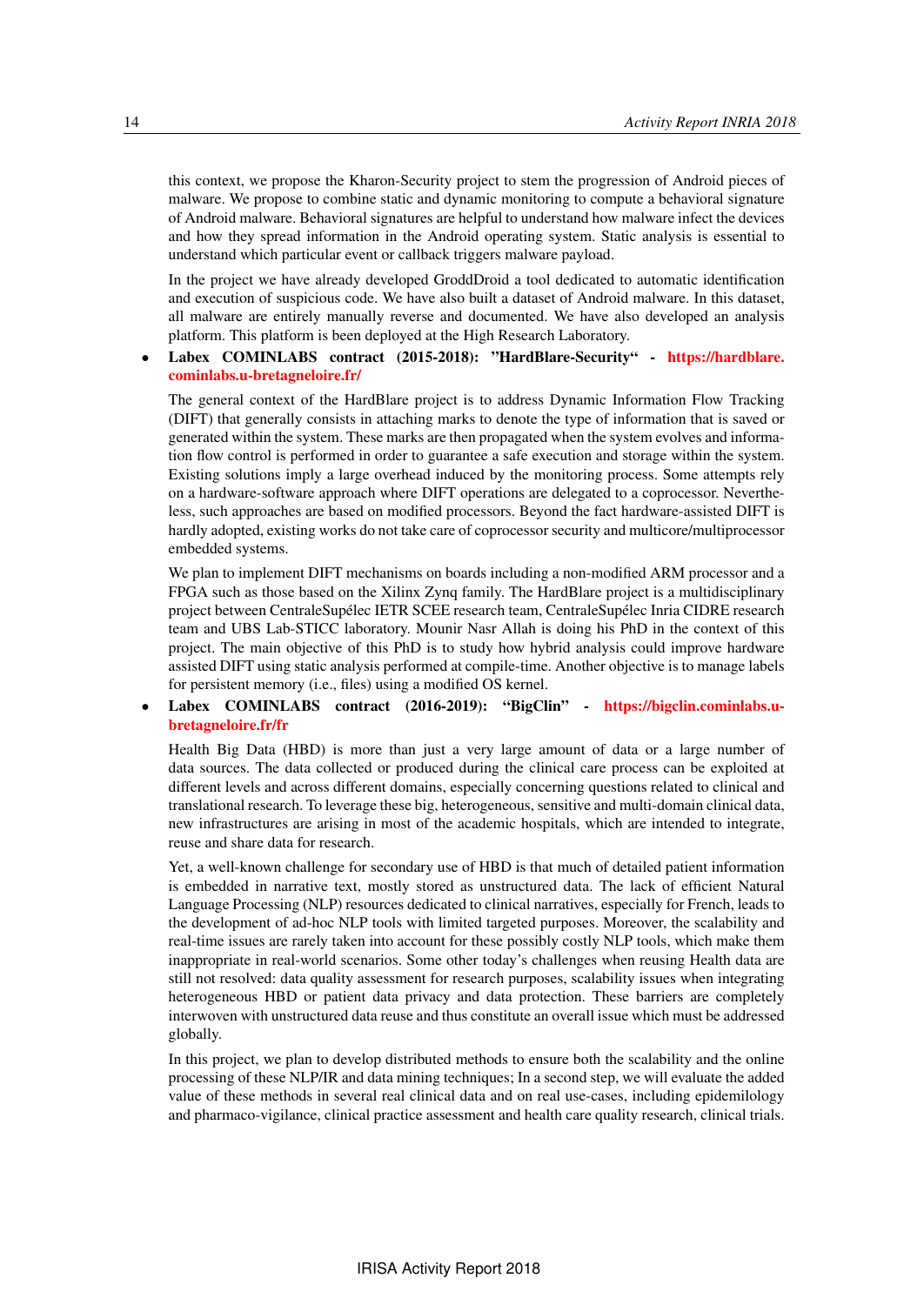this context, we propose the Kharon-Security project to stem the progression of Android pieces of malware. We propose to combine static and dynamic monitoring to compute a behavioral signature of Android malware. Behavioral signatures are helpful to understand how malware infect the devices and how they spread information in the Android operating system. Static analysis is essential to understand which particular event or callback triggers malware payload.

In the project we have already developed GroddDroid a tool dedicated to automatic identification and execution of suspicious code. We have also built a dataset of Android malware. In this dataset, all malware are entirely manually reverse and documented. We have also developed an analysis platform. This platform is been deployed at the High Research Laboratory.

- **Labex COMINLABS contract (2015-2018): "HardBlare-Security" - https://hardblare.cominlabs.u-bretagneloire.fr/**

  The general context of the HardBlare project is to address Dynamic Information Flow Tracking (DIFT) that generally consists in attaching marks to denote the type of information that is saved or generated within the system. These marks are then propagated when the system evolves and information flow control is performed in order to guarantee a safe execution and storage within the system. Existing solutions imply a large overhead induced by the monitoring process. Some attempts rely on a hardware-software approach where DIFT operations are delegated to a coprocessor. Nevertheless, such approaches are based on modified processors. Beyond the fact hardware-assisted DIFT is hardly adopted, existing works do not take care of coprocessor security and multicore/multiprocessor embedded systems.

  We plan to implement DIFT mechanisms on boards including a non-modified ARM processor and a FPGA such as those based on the Xilinx Zynq family. The HardBlare project is a multidisciplinary project between CentraleSupélec IETR SCEE research team, CentraleSupélec Inria CIDRE research team and UBS Lab-STICC laboratory. Mounir Nasr Allah is doing his PhD in the context of this project. The main objective of this PhD is to study how hybrid analysis could improve hardware assisted DIFT using static analysis performed at compile-time. Another objective is to manage labels for persistent memory (i.e., files) using a modified OS kernel.

- **Labex COMINLABS contract (2016-2019): "BigClin" - https://bigclin.cominlabs.u-bretagneloire.fr/fr**

  Health Big Data (HBD) is more than just a very large amount of data or a large number of data sources. The data collected or produced during the clinical care process can be exploited at different levels and across different domains, especially concerning questions related to clinical and translational research. To leverage these big, heterogeneous, sensitive and multi-domain clinical data, new infrastructures are arising in most of the academic hospitals, which are intended to integrate, reuse and share data for research.

  Yet, a well-known challenge for secondary use of HBD is that much of detailed patient information is embedded in narrative text, mostly stored as unstructured data. The lack of efficient Natural Language Processing (NLP) resources dedicated to clinical narratives, especially for French, leads to the development of ad-hoc NLP tools with limited targeted purposes. Moreover, the scalability and real-time issues are rarely taken into account for these possibly costly NLP tools, which make them inappropriate in real-world scenarios. Some other today's challenges when reusing Health data are still not resolved: data quality assessment for research purposes, scalability issues when integrating heterogeneous HBD or patient data privacy and data protection. These barriers are completely interwoven with unstructured data reuse and thus constitute an overall issue which must be addressed globally.

  In this project, we plan to develop distributed methods to ensure both the scalability and the online processing of these NLP/IR and data mining techniques; In a second step, we will evaluate the added value of these methods in several real clinical data and on real use-cases, including epidemilology and pharmaco-vigilance, clinical practice assessment and health care quality research, clinical trials.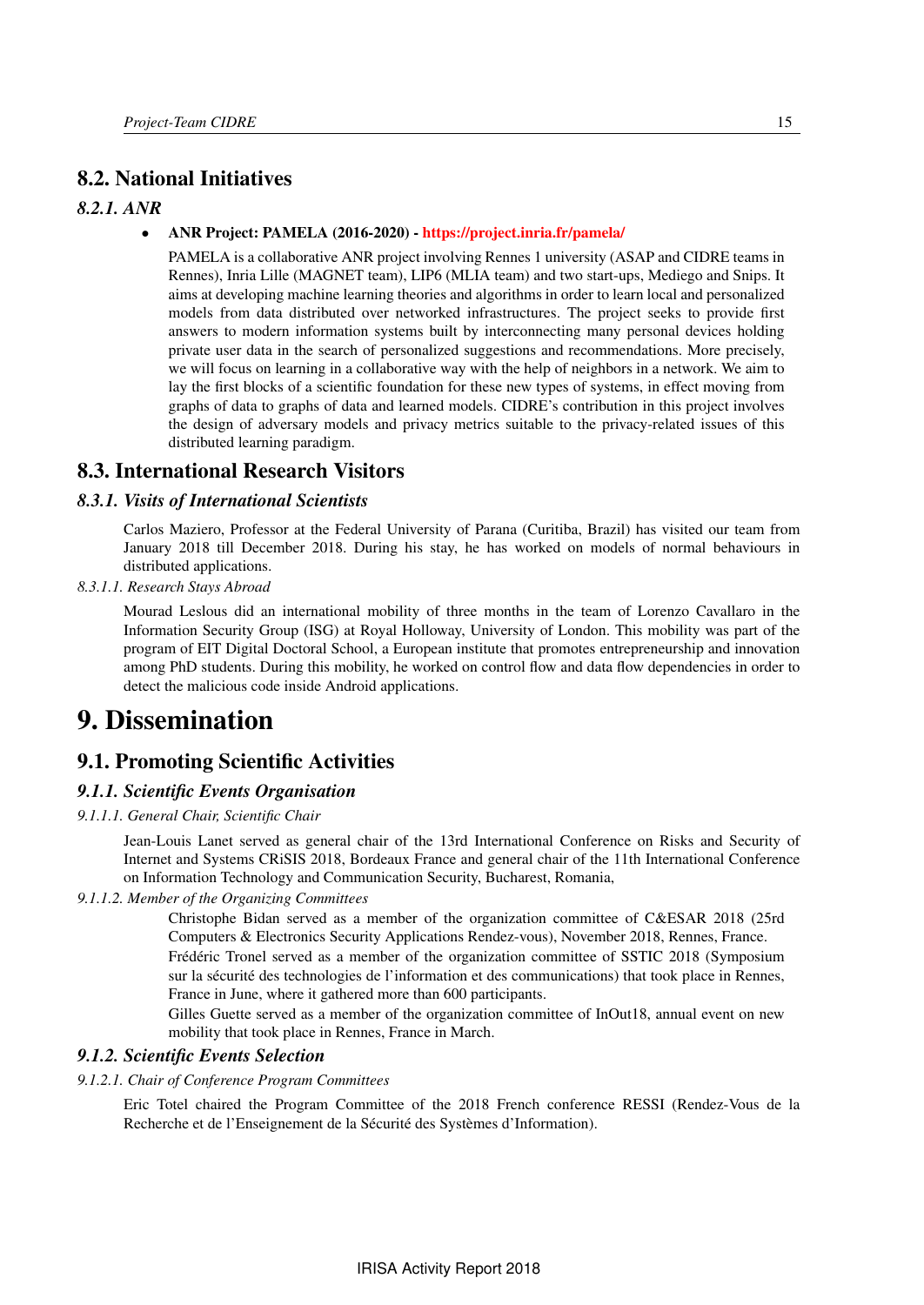## 8.2. National Initiatives

### *8.2.1. ANR*

- **ANR Project: PAMELA (2016-2020) - https://project.inria.fr/pamela/**

  PAMELA is a collaborative ANR project involving Rennes 1 university (ASAP and CIDRE teams in Rennes), Inria Lille (MAGNET team), LIP6 (MLIA team) and two start-ups, Mediego and Snips. It aims at developing machine learning theories and algorithms in order to learn local and personalized models from data distributed over networked infrastructures. The project seeks to provide first answers to modern information systems built by interconnecting many personal devices holding private user data in the search of personalized suggestions and recommendations. More precisely, we will focus on learning in a collaborative way with the help of neighbors in a network. We aim to lay the first blocks of a scientific foundation for these new types of systems, in effect moving from graphs of data to graphs of data and learned models. CIDRE's contribution in this project involves the design of adversary models and privacy metrics suitable to the privacy-related issues of this distributed learning paradigm.

## 8.3. International Research Visitors

### *8.3.1. Visits of International Scientists*

Carlos Maziero, Professor at the Federal University of Parana (Curitiba, Brazil) has visited our team from January 2018 till December 2018. During his stay, he has worked on models of normal behaviours in distributed applications.

#### *8.3.1.1. Research Stays Abroad*

Mourad Leslous did an international mobility of three months in the team of Lorenzo Cavallaro in the Information Security Group (ISG) at Royal Holloway, University of London. This mobility was part of the program of EIT Digital Doctoral School, a European institute that promotes entrepreneurship and innovation among PhD students. During this mobility, he worked on control flow and data flow dependencies in order to detect the malicious code inside Android applications.

# 9. Dissemination

## 9.1. Promoting Scientific Activities

### *9.1.1. Scientific Events Organisation*

#### *9.1.1.1. General Chair, Scientific Chair*

Jean-Louis Lanet served as general chair of the 13rd International Conference on Risks and Security of Internet and Systems CRiSIS 2018, Bordeaux France and general chair of the 11th International Conference on Information Technology and Communication Security, Bucharest, Romania,

#### *9.1.1.2. Member of the Organizing Committees*

Christophe Bidan served as a member of the organization committee of C&ESAR 2018 (25rd Computers & Electronics Security Applications Rendez-vous), November 2018, Rennes, France.

Frédéric Tronel served as a member of the organization committee of SSTIC 2018 (Symposium sur la sécurité des technologies de l'information et des communications) that took place in Rennes, France in June, where it gathered more than 600 participants.

Gilles Guette served as a member of the organization committee of InOut18, annual event on new mobility that took place in Rennes, France in March.

### *9.1.2. Scientific Events Selection*

#### *9.1.2.1. Chair of Conference Program Committees*

Eric Totel chaired the Program Committee of the 2018 French conference RESSI (Rendez-Vous de la Recherche et de l'Enseignement de la Sécurité des Systèmes d'Information).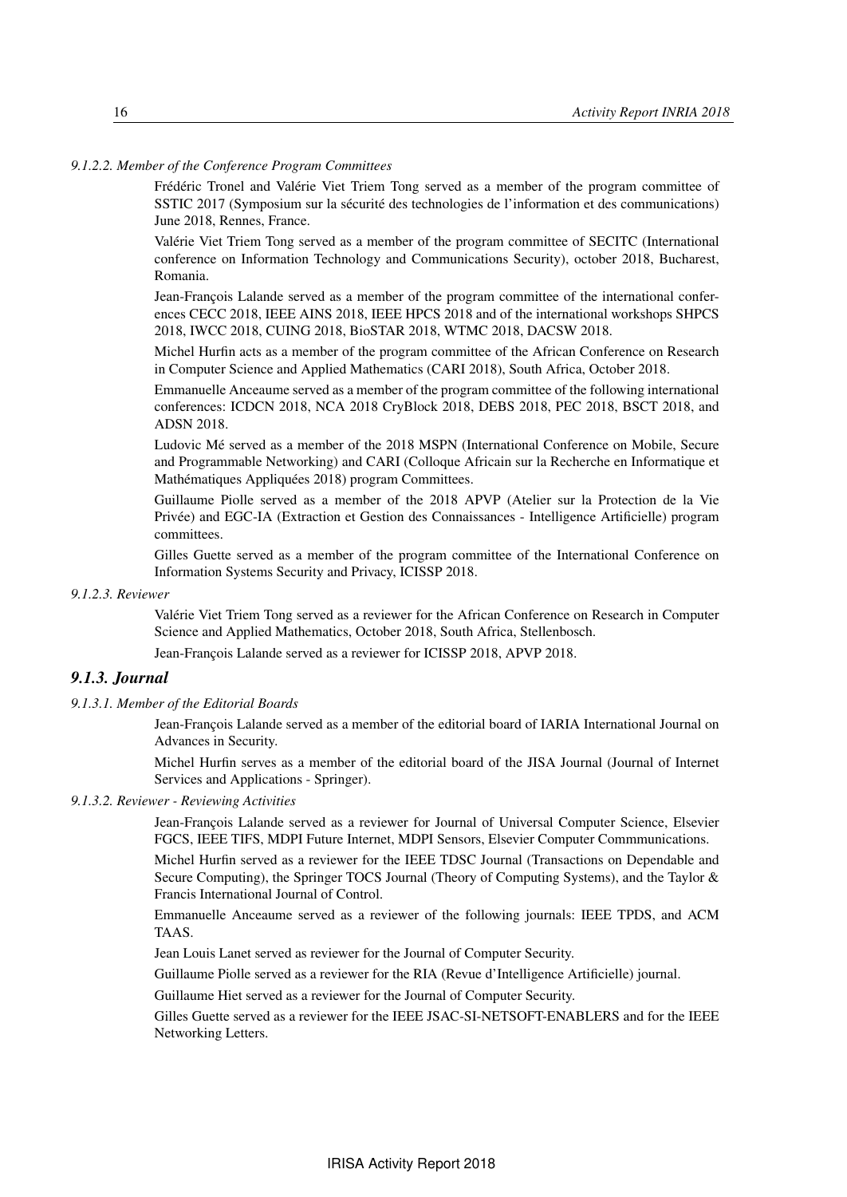#### 9.1.2.2. Member of the Conference Program Committees

Frédéric Tronel and Valérie Viet Triem Tong served as a member of the program committee of SSTIC 2017 (Symposium sur la sécurité des technologies de l'information et des communications) June 2018, Rennes, France.

Valérie Viet Triem Tong served as a member of the program committee of SECITC (International conference on Information Technology and Communications Security), october 2018, Bucharest, Romania.

Jean-François Lalande served as a member of the program committee of the international conferences CECC 2018, IEEE AINS 2018, IEEE HPCS 2018 and of the international workshops SHPCS 2018, IWCC 2018, CUING 2018, BioSTAR 2018, WTMC 2018, DACSW 2018.

Michel Hurfin acts as a member of the program committee of the African Conference on Research in Computer Science and Applied Mathematics (CARI 2018), South Africa, October 2018.

Emmanuelle Anceaume served as a member of the program committee of the following international conferences: ICDCN 2018, NCA 2018 CryBlock 2018, DEBS 2018, PEC 2018, BSCT 2018, and ADSN 2018.

Ludovic Mé served as a member of the 2018 MSPN (International Conference on Mobile, Secure and Programmable Networking) and CARI (Colloque Africain sur la Recherche en Informatique et Mathématiques Appliquées 2018) program Committees.

Guillaume Piolle served as a member of the 2018 APVP (Atelier sur la Protection de la Vie Privée) and EGC-IA (Extraction et Gestion des Connaissances - Intelligence Artificielle) program committees.

Gilles Guette served as a member of the program committee of the International Conference on Information Systems Security and Privacy, ICISSP 2018.

#### 9.1.2.3. Reviewer

Valérie Viet Triem Tong served as a reviewer for the African Conference on Research in Computer Science and Applied Mathematics, October 2018, South Africa, Stellenbosch.

Jean-François Lalande served as a reviewer for ICISSP 2018, APVP 2018.

### 9.1.3. Journal

#### 9.1.3.1. Member of the Editorial Boards

Jean-François Lalande served as a member of the editorial board of IARIA International Journal on Advances in Security.

Michel Hurfin serves as a member of the editorial board of the JISA Journal (Journal of Internet Services and Applications - Springer).

#### 9.1.3.2. Reviewer - Reviewing Activities

Jean-François Lalande served as a reviewer for Journal of Universal Computer Science, Elsevier FGCS, IEEE TIFS, MDPI Future Internet, MDPI Sensors, Elsevier Computer Commmunications.

Michel Hurfin served as a reviewer for the IEEE TDSC Journal (Transactions on Dependable and Secure Computing), the Springer TOCS Journal (Theory of Computing Systems), and the Taylor & Francis International Journal of Control.

Emmanuelle Anceaume served as a reviewer of the following journals: IEEE TPDS, and ACM TAAS.

Jean Louis Lanet served as reviewer for the Journal of Computer Security.

Guillaume Piolle served as a reviewer for the RIA (Revue d'Intelligence Artificielle) journal.

Guillaume Hiet served as a reviewer for the Journal of Computer Security.

Gilles Guette served as a reviewer for the IEEE JSAC-SI-NETSOFT-ENABLERS and for the IEEE Networking Letters.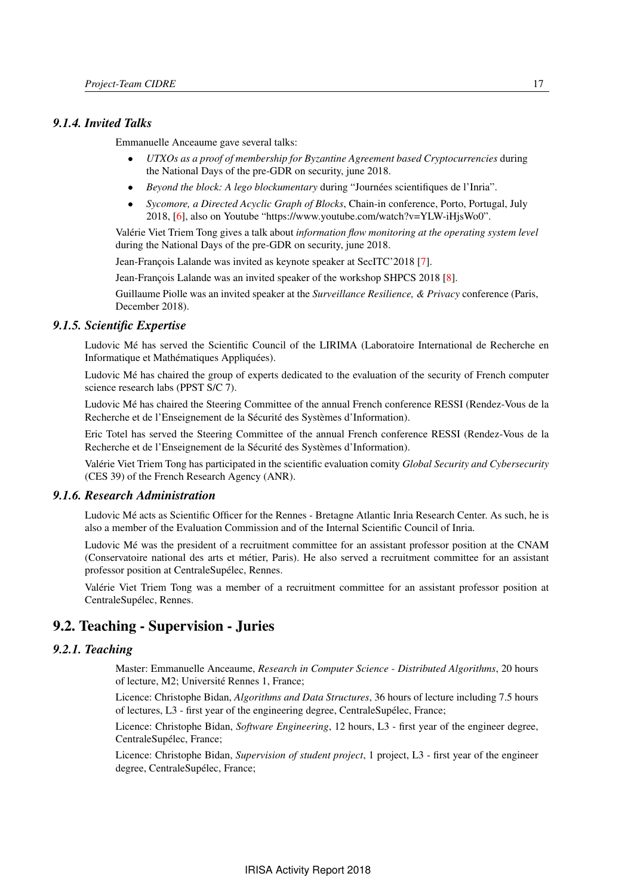#### 9.1.4. Invited Talks

Emmanuelle Anceaume gave several talks:

- *UTXOs as a proof of membership for Byzantine Agreement based Cryptocurrencies* during the National Days of the pre-GDR on security, june 2018.
- *Beyond the block: A lego blockumentary* during "Journées scientifiques de l'Inria".
- *Sycomore, a Directed Acyclic Graph of Blocks*, Chain-in conference, Porto, Portugal, July 2018, [6], also on Youtube "https://www.youtube.com/watch?v=YLW-iHjsWo0".

Valérie Viet Triem Tong gives a talk about *information flow monitoring at the operating system level* during the National Days of the pre-GDR on security, june 2018.

Jean-François Lalande was invited as keynote speaker at SecITC'2018 [7].

Jean-François Lalande was an invited speaker of the workshop SHPCS 2018 [8].

Guillaume Piolle was an invited speaker at the *Surveillance Resilience, & Privacy* conference (Paris, December 2018).

#### 9.1.5. Scientific Expertise

Ludovic Mé has served the Scientific Council of the LIRIMA (Laboratoire International de Recherche en Informatique et Mathématiques Appliquées).

Ludovic Mé has chaired the group of experts dedicated to the evaluation of the security of French computer science research labs (PPST S/C 7).

Ludovic Mé has chaired the Steering Committee of the annual French conference RESSI (Rendez-Vous de la Recherche et de l'Enseignement de la Sécurité des Systèmes d'Information).

Eric Totel has served the Steering Committee of the annual French conference RESSI (Rendez-Vous de la Recherche et de l'Enseignement de la Sécurité des Systèmes d'Information).

Valérie Viet Triem Tong has participated in the scientific evaluation comity *Global Security and Cybersecurity* (CES 39) of the French Research Agency (ANR).

#### 9.1.6. Research Administration

Ludovic Mé acts as Scientific Officer for the Rennes - Bretagne Atlantic Inria Research Center. As such, he is also a member of the Evaluation Commission and of the Internal Scientific Council of Inria.

Ludovic Mé was the president of a recruitment committee for an assistant professor position at the CNAM (Conservatoire national des arts et métier, Paris). He also served a recruitment committee for an assistant professor position at CentraleSupélec, Rennes.

Valérie Viet Triem Tong was a member of a recruitment committee for an assistant professor position at CentraleSupélec, Rennes.

### 9.2. Teaching - Supervision - Juries

#### 9.2.1. Teaching

Master: Emmanuelle Anceaume, *Research in Computer Science - Distributed Algorithms*, 20 hours of lecture, M2; Université Rennes 1, France;

Licence: Christophe Bidan, *Algorithms and Data Structures*, 36 hours of lecture including 7.5 hours of lectures, L3 - first year of the engineering degree, CentraleSupélec, France;

Licence: Christophe Bidan, *Software Engineering*, 12 hours, L3 - first year of the engineer degree, CentraleSupélec, France;

Licence: Christophe Bidan, *Supervision of student project*, 1 project, L3 - first year of the engineer degree, CentraleSupélec, France;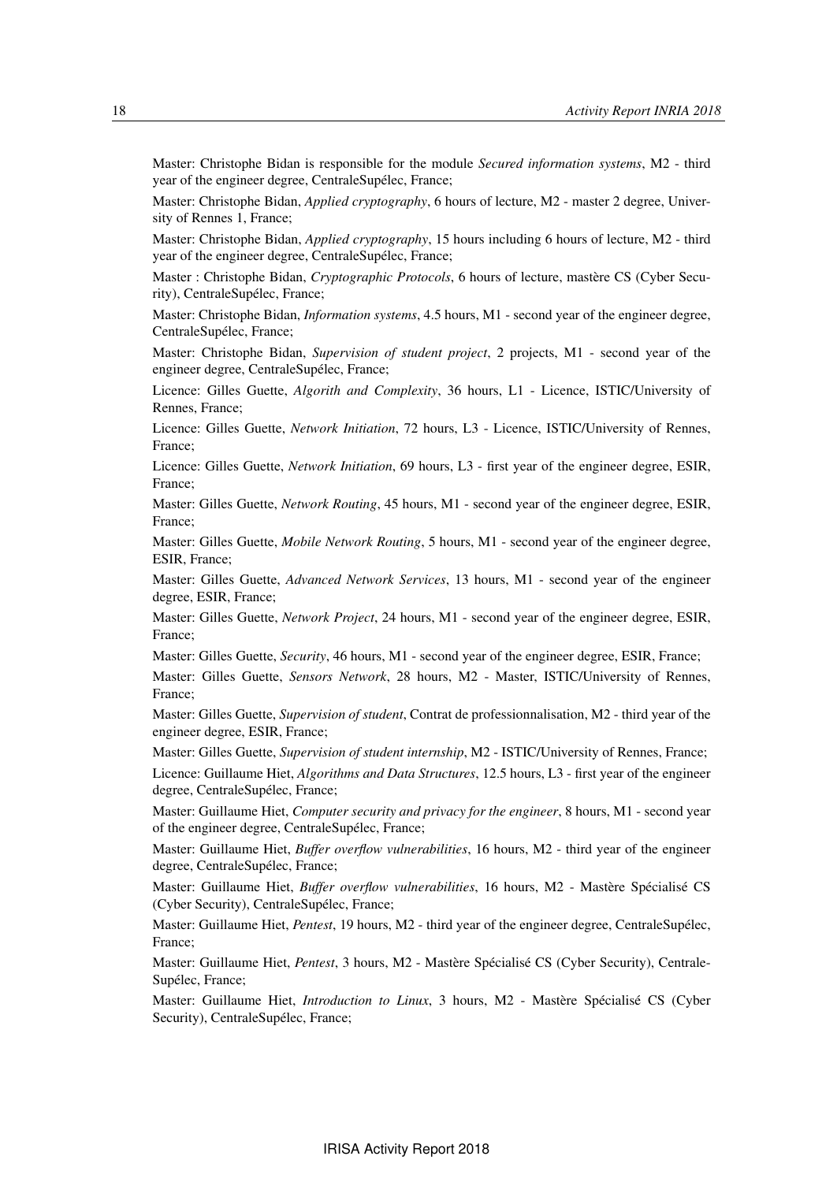Master: Christophe Bidan is responsible for the module *Secured information systems*, M2 - third year of the engineer degree, CentraleSupélec, France;

Master: Christophe Bidan, *Applied cryptography*, 6 hours of lecture, M2 - master 2 degree, University of Rennes 1, France;

Master: Christophe Bidan, *Applied cryptography*, 15 hours including 6 hours of lecture, M2 - third year of the engineer degree, CentraleSupélec, France;

Master : Christophe Bidan, *Cryptographic Protocols*, 6 hours of lecture, mastère CS (Cyber Security), CentraleSupélec, France;

Master: Christophe Bidan, *Information systems*, 4.5 hours, M1 - second year of the engineer degree, CentraleSupélec, France;

Master: Christophe Bidan, *Supervision of student project*, 2 projects, M1 - second year of the engineer degree, CentraleSupélec, France;

Licence: Gilles Guette, *Algorith and Complexity*, 36 hours, L1 - Licence, ISTIC/University of Rennes, France;

Licence: Gilles Guette, *Network Initiation*, 72 hours, L3 - Licence, ISTIC/University of Rennes, France;

Licence: Gilles Guette, *Network Initiation*, 69 hours, L3 - first year of the engineer degree, ESIR, France;

Master: Gilles Guette, *Network Routing*, 45 hours, M1 - second year of the engineer degree, ESIR, France;

Master: Gilles Guette, *Mobile Network Routing*, 5 hours, M1 - second year of the engineer degree, ESIR, France;

Master: Gilles Guette, *Advanced Network Services*, 13 hours, M1 - second year of the engineer degree, ESIR, France;

Master: Gilles Guette, *Network Project*, 24 hours, M1 - second year of the engineer degree, ESIR, France;

Master: Gilles Guette, *Security*, 46 hours, M1 - second year of the engineer degree, ESIR, France;

Master: Gilles Guette, *Sensors Network*, 28 hours, M2 - Master, ISTIC/University of Rennes, France;

Master: Gilles Guette, *Supervision of student*, Contrat de professionnalisation, M2 - third year of the engineer degree, ESIR, France;

Master: Gilles Guette, *Supervision of student internship*, M2 - ISTIC/University of Rennes, France;

Licence: Guillaume Hiet, *Algorithms and Data Structures*, 12.5 hours, L3 - first year of the engineer degree, CentraleSupélec, France;

Master: Guillaume Hiet, *Computer security and privacy for the engineer*, 8 hours, M1 - second year of the engineer degree, CentraleSupélec, France;

Master: Guillaume Hiet, *Buffer overflow vulnerabilities*, 16 hours, M2 - third year of the engineer degree, CentraleSupélec, France;

Master: Guillaume Hiet, *Buffer overflow vulnerabilities*, 16 hours, M2 - Mastère Spécialisé CS (Cyber Security), CentraleSupélec, France;

Master: Guillaume Hiet, *Pentest*, 19 hours, M2 - third year of the engineer degree, CentraleSupélec, France;

Master: Guillaume Hiet, *Pentest*, 3 hours, M2 - Mastère Spécialisé CS (Cyber Security), CentraleSupélec, France;

Master: Guillaume Hiet, *Introduction to Linux*, 3 hours, M2 - Mastère Spécialisé CS (Cyber Security), CentraleSupélec, France;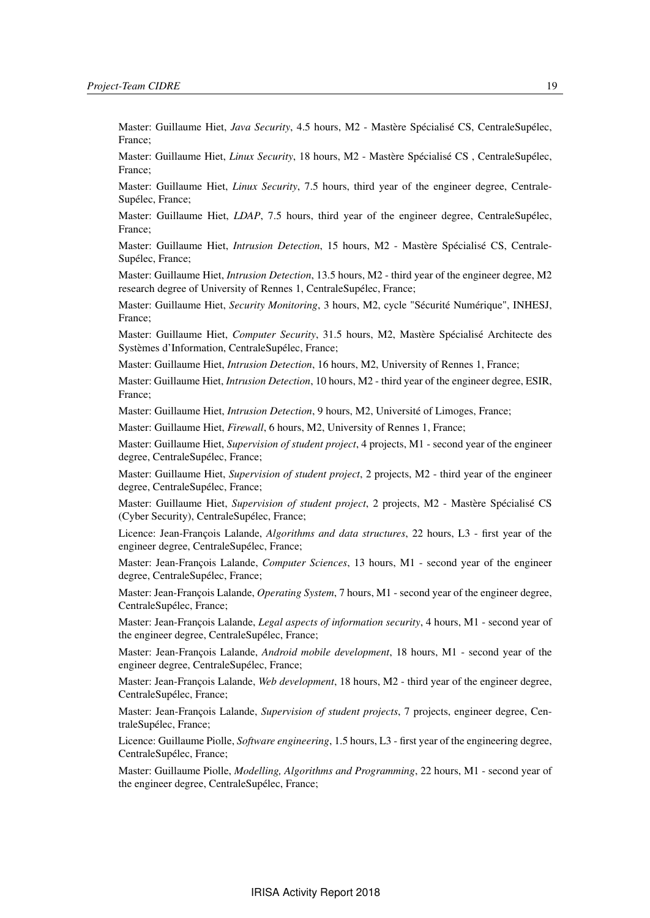Master: Guillaume Hiet, *Java Security*, 4.5 hours, M2 - Mastère Spécialisé CS, CentraleSupélec, France;

Master: Guillaume Hiet, *Linux Security*, 18 hours, M2 - Mastère Spécialisé CS , CentraleSupélec, France;

Master: Guillaume Hiet, *Linux Security*, 7.5 hours, third year of the engineer degree, CentraleSupélec, France;

Master: Guillaume Hiet, *LDAP*, 7.5 hours, third year of the engineer degree, CentraleSupélec, France;

Master: Guillaume Hiet, *Intrusion Detection*, 15 hours, M2 - Mastère Spécialisé CS, CentraleSupélec, France;

Master: Guillaume Hiet, *Intrusion Detection*, 13.5 hours, M2 - third year of the engineer degree, M2 research degree of University of Rennes 1, CentraleSupélec, France;

Master: Guillaume Hiet, *Security Monitoring*, 3 hours, M2, cycle "Sécurité Numérique", INHESJ, France;

Master: Guillaume Hiet, *Computer Security*, 31.5 hours, M2, Mastère Spécialisé Architecte des Systèmes d'Information, CentraleSupélec, France;

Master: Guillaume Hiet, *Intrusion Detection*, 16 hours, M2, University of Rennes 1, France;

Master: Guillaume Hiet, *Intrusion Detection*, 10 hours, M2 - third year of the engineer degree, ESIR, France;

Master: Guillaume Hiet, *Intrusion Detection*, 9 hours, M2, Université of Limoges, France;

Master: Guillaume Hiet, *Firewall*, 6 hours, M2, University of Rennes 1, France;

Master: Guillaume Hiet, *Supervision of student project*, 4 projects, M1 - second year of the engineer degree, CentraleSupélec, France;

Master: Guillaume Hiet, *Supervision of student project*, 2 projects, M2 - third year of the engineer degree, CentraleSupélec, France;

Master: Guillaume Hiet, *Supervision of student project*, 2 projects, M2 - Mastère Spécialisé CS (Cyber Security), CentraleSupélec, France;

Licence: Jean-François Lalande, *Algorithms and data structures*, 22 hours, L3 - first year of the engineer degree, CentraleSupélec, France;

Master: Jean-François Lalande, *Computer Sciences*, 13 hours, M1 - second year of the engineer degree, CentraleSupélec, France;

Master: Jean-François Lalande, *Operating System*, 7 hours, M1 - second year of the engineer degree, CentraleSupélec, France;

Master: Jean-François Lalande, *Legal aspects of information security*, 4 hours, M1 - second year of the engineer degree, CentraleSupélec, France;

Master: Jean-François Lalande, *Android mobile development*, 18 hours, M1 - second year of the engineer degree, CentraleSupélec, France;

Master: Jean-François Lalande, *Web development*, 18 hours, M2 - third year of the engineer degree, CentraleSupélec, France;

Master: Jean-François Lalande, *Supervision of student projects*, 7 projects, engineer degree, CentraleSupélec, France;

Licence: Guillaume Piolle, *Software engineering*, 1.5 hours, L3 - first year of the engineering degree, CentraleSupélec, France;

Master: Guillaume Piolle, *Modelling, Algorithms and Programming*, 22 hours, M1 - second year of the engineer degree, CentraleSupélec, France;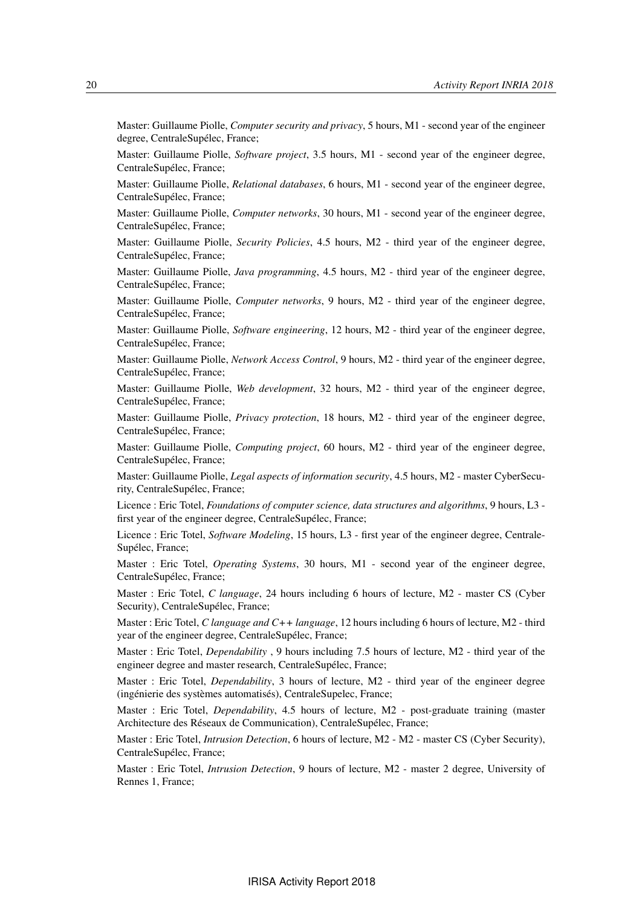Master: Guillaume Piolle, *Computer security and privacy*, 5 hours, M1 - second year of the engineer degree, CentraleSupélec, France;

Master: Guillaume Piolle, *Software project*, 3.5 hours, M1 - second year of the engineer degree, CentraleSupélec, France;

Master: Guillaume Piolle, *Relational databases*, 6 hours, M1 - second year of the engineer degree, CentraleSupélec, France;

Master: Guillaume Piolle, *Computer networks*, 30 hours, M1 - second year of the engineer degree, CentraleSupélec, France;

Master: Guillaume Piolle, *Security Policies*, 4.5 hours, M2 - third year of the engineer degree, CentraleSupélec, France;

Master: Guillaume Piolle, *Java programming*, 4.5 hours, M2 - third year of the engineer degree, CentraleSupélec, France;

Master: Guillaume Piolle, *Computer networks*, 9 hours, M2 - third year of the engineer degree, CentraleSupélec, France;

Master: Guillaume Piolle, *Software engineering*, 12 hours, M2 - third year of the engineer degree, CentraleSupélec, France;

Master: Guillaume Piolle, *Network Access Control*, 9 hours, M2 - third year of the engineer degree, CentraleSupélec, France;

Master: Guillaume Piolle, *Web development*, 32 hours, M2 - third year of the engineer degree, CentraleSupélec, France;

Master: Guillaume Piolle, *Privacy protection*, 18 hours, M2 - third year of the engineer degree, CentraleSupélec, France;

Master: Guillaume Piolle, *Computing project*, 60 hours, M2 - third year of the engineer degree, CentraleSupélec, France;

Master: Guillaume Piolle, *Legal aspects of information security*, 4.5 hours, M2 - master CyberSecurity, CentraleSupélec, France;

Licence : Eric Totel, *Foundations of computer science, data structures and algorithms*, 9 hours, L3 - first year of the engineer degree, CentraleSupélec, France;

Licence : Eric Totel, *Software Modeling*, 15 hours, L3 - first year of the engineer degree, CentraleSupélec, France;

Master : Eric Totel, *Operating Systems*, 30 hours, M1 - second year of the engineer degree, CentraleSupélec, France;

Master : Eric Totel, *C language*, 24 hours including 6 hours of lecture, M2 - master CS (Cyber Security), CentraleSupélec, France;

Master : Eric Totel, *C language and C++ language*, 12 hours including 6 hours of lecture, M2 - third year of the engineer degree, CentraleSupélec, France;

Master : Eric Totel, *Dependability* , 9 hours including 7.5 hours of lecture, M2 - third year of the engineer degree and master research, CentraleSupélec, France;

Master : Eric Totel, *Dependability*, 3 hours of lecture, M2 - third year of the engineer degree (ingénierie des systèmes automatisés), CentraleSupelec, France;

Master : Eric Totel, *Dependability*, 4.5 hours of lecture, M2 - post-graduate training (master Architecture des Réseaux de Communication), CentraleSupélec, France;

Master : Eric Totel, *Intrusion Detection*, 6 hours of lecture, M2 - M2 - master CS (Cyber Security), CentraleSupélec, France;

Master : Eric Totel, *Intrusion Detection*, 9 hours of lecture, M2 - master 2 degree, University of Rennes 1, France;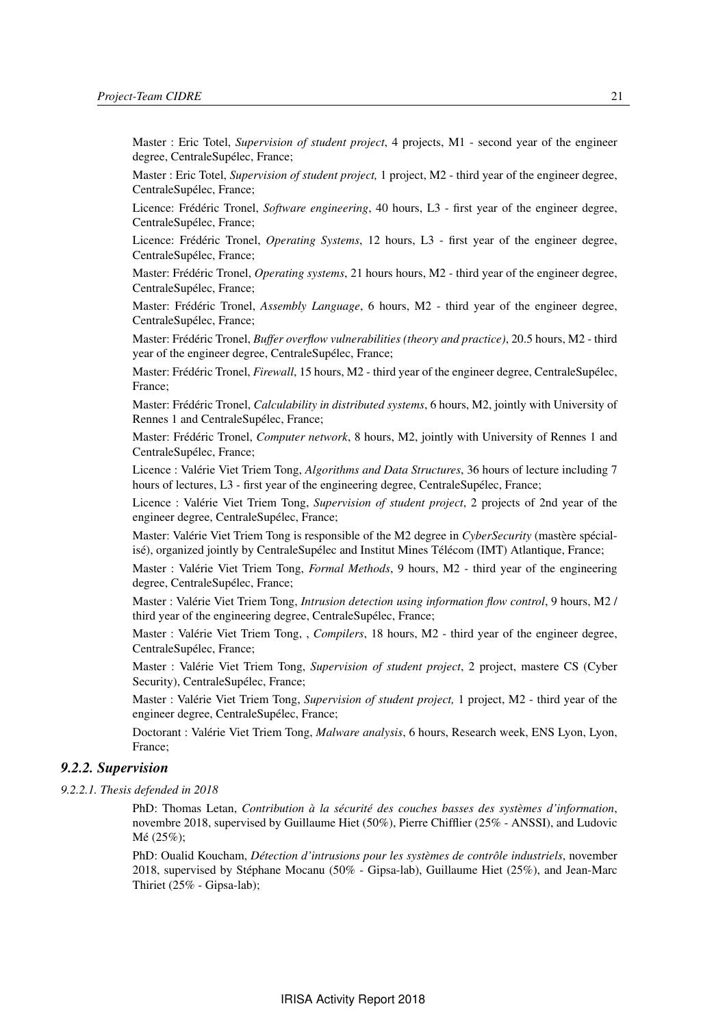Master : Eric Totel, *Supervision of student project*, 4 projects, M1 - second year of the engineer degree, CentraleSupélec, France;

Master : Eric Totel, *Supervision of student project,* 1 project, M2 - third year of the engineer degree, CentraleSupélec, France;

Licence: Frédéric Tronel, *Software engineering*, 40 hours, L3 - first year of the engineer degree, CentraleSupélec, France;

Licence: Frédéric Tronel, *Operating Systems*, 12 hours, L3 - first year of the engineer degree, CentraleSupélec, France;

Master: Frédéric Tronel, *Operating systems*, 21 hours hours, M2 - third year of the engineer degree, CentraleSupélec, France;

Master: Frédéric Tronel, *Assembly Language*, 6 hours, M2 - third year of the engineer degree, CentraleSupélec, France;

Master: Frédéric Tronel, *Buffer overflow vulnerabilities (theory and practice)*, 20.5 hours, M2 - third year of the engineer degree, CentraleSupélec, France;

Master: Frédéric Tronel, *Firewall*, 15 hours, M2 - third year of the engineer degree, CentraleSupélec, France;

Master: Frédéric Tronel, *Calculability in distributed systems*, 6 hours, M2, jointly with University of Rennes 1 and CentraleSupélec, France;

Master: Frédéric Tronel, *Computer network*, 8 hours, M2, jointly with University of Rennes 1 and CentraleSupélec, France;

Licence : Valérie Viet Triem Tong, *Algorithms and Data Structures*, 36 hours of lecture including 7 hours of lectures, L3 - first year of the engineering degree, CentraleSupélec, France;

Licence : Valérie Viet Triem Tong, *Supervision of student project*, 2 projects of 2nd year of the engineer degree, CentraleSupélec, France;

Master: Valérie Viet Triem Tong is responsible of the M2 degree in *CyberSecurity* (mastère spécialisé), organized jointly by CentraleSupélec and Institut Mines Télécom (IMT) Atlantique, France;

Master : Valérie Viet Triem Tong, *Formal Methods*, 9 hours, M2 - third year of the engineering degree, CentraleSupélec, France;

Master : Valérie Viet Triem Tong, *Intrusion detection using information flow control*, 9 hours, M2 / third year of the engineering degree, CentraleSupélec, France;

Master : Valérie Viet Triem Tong, , *Compilers*, 18 hours, M2 - third year of the engineer degree, CentraleSupélec, France;

Master : Valérie Viet Triem Tong, *Supervision of student project*, 2 project, mastere CS (Cyber Security), CentraleSupélec, France;

Master : Valérie Viet Triem Tong, *Supervision of student project,* 1 project, M2 - third year of the engineer degree, CentraleSupélec, France;

Doctorant : Valérie Viet Triem Tong, *Malware analysis*, 6 hours, Research week, ENS Lyon, Lyon, France;

### 9.2.2. Supervision

#### 9.2.2.1. Thesis defended in 2018

PhD: Thomas Letan, *Contribution à la sécurité des couches basses des systèmes d'information*, novembre 2018, supervised by Guillaume Hiet (50%), Pierre Chifflier (25% - ANSSI), and Ludovic Mé (25%);

PhD: Oualid Koucham, *Détection d'intrusions pour les systèmes de contrôle industriels*, november 2018, supervised by Stéphane Mocanu (50% - Gipsa-lab), Guillaume Hiet (25%), and Jean-Marc Thiriet (25% - Gipsa-lab);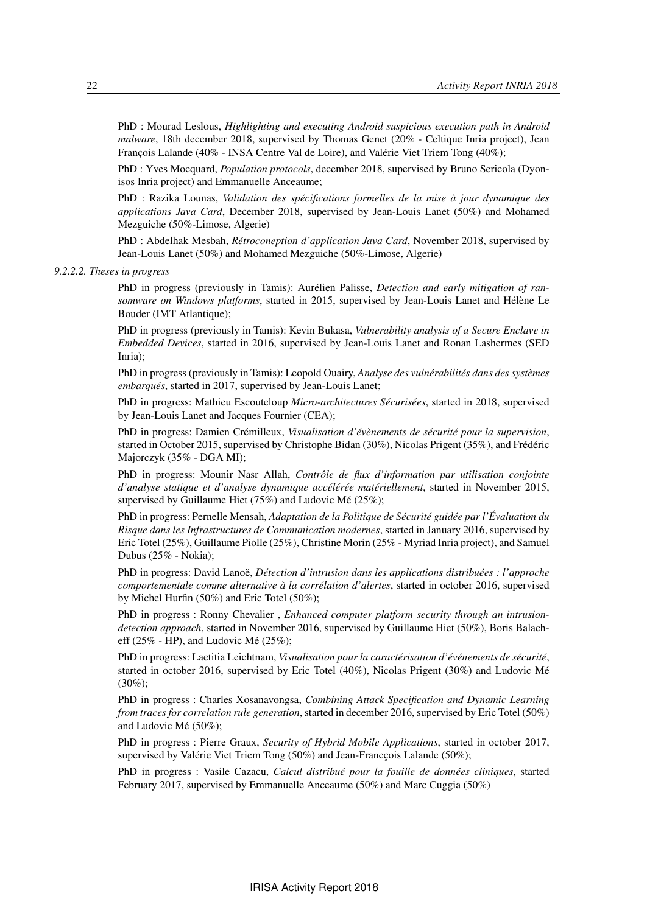PhD : Mourad Leslous, *Highlighting and executing Android suspicious execution path in Android malware*, 18th december 2018, supervised by Thomas Genet (20% - Celtique Inria project), Jean François Lalande (40% - INSA Centre Val de Loire), and Valérie Viet Triem Tong (40%);

PhD : Yves Mocquard, *Population protocols*, december 2018, supervised by Bruno Sericola (Dyonisos Inria project) and Emmanuelle Anceaume;

PhD : Razika Lounas, *Validation des spécifications formelles de la mise à jour dynamique des applications Java Card*, December 2018, supervised by Jean-Louis Lanet (50%) and Mohamed Mezguiche (50%-Limose, Algerie)

PhD : Abdelhak Mesbah, *Rétroconeption d'application Java Card*, November 2018, supervised by Jean-Louis Lanet (50%) and Mohamed Mezguiche (50%-Limose, Algerie)

*9.2.2.2. Theses in progress*

PhD in progress (previously in Tamis): Aurélien Palisse, *Detection and early mitigation of ransomware on Windows platforms*, started in 2015, supervised by Jean-Louis Lanet and Hélène Le Bouder (IMT Atlantique);

PhD in progress (previously in Tamis): Kevin Bukasa, *Vulnerability analysis of a Secure Enclave in Embedded Devices*, started in 2016, supervised by Jean-Louis Lanet and Ronan Lashermes (SED Inria);

PhD in progress (previously in Tamis): Leopold Ouairy, *Analyse des vulnérabilités dans des systèmes embarqués*, started in 2017, supervised by Jean-Louis Lanet;

PhD in progress: Mathieu Escouteloup *Micro-architectures Sécurisées*, started in 2018, supervised by Jean-Louis Lanet and Jacques Fournier (CEA);

PhD in progress: Damien Crémilleux, *Visualisation d'évènements de sécurité pour la supervision*, started in October 2015, supervised by Christophe Bidan (30%), Nicolas Prigent (35%), and Frédéric Majorczyk (35% - DGA MI);

PhD in progress: Mounir Nasr Allah, *Contrôle de flux d'information par utilisation conjointe d'analyse statique et d'analyse dynamique accélérée matériellement*, started in November 2015, supervised by Guillaume Hiet (75%) and Ludovic Mé (25%);

PhD in progress: Pernelle Mensah, *Adaptation de la Politique de Sécurité guidée par l'Évaluation du Risque dans les Infrastructures de Communication modernes*, started in January 2016, supervised by Eric Totel (25%), Guillaume Piolle (25%), Christine Morin (25% - Myriad Inria project), and Samuel Dubus (25% - Nokia);

PhD in progress: David Lanoë, *Détection d'intrusion dans les applications distribuées : l'approche comportementale comme alternative à la corrélation d'alertes*, started in october 2016, supervised by Michel Hurfin (50%) and Eric Totel (50%);

PhD in progress : Ronny Chevalier , *Enhanced computer platform security through an intrusion-detection approach*, started in November 2016, supervised by Guillaume Hiet (50%), Boris Balacheff (25% - HP), and Ludovic Mé (25%);

PhD in progress: Laetitia Leichtnam, *Visualisation pour la caractérisation d'événements de sécurité*, started in october 2016, supervised by Eric Totel (40%), Nicolas Prigent (30%) and Ludovic Mé (30%);

PhD in progress : Charles Xosanavongsa, *Combining Attack Specification and Dynamic Learning from traces for correlation rule generation*, started in december 2016, supervised by Eric Totel (50%) and Ludovic Mé (50%);

PhD in progress : Pierre Graux, *Security of Hybrid Mobile Applications*, started in october 2017, supervised by Valérie Viet Triem Tong (50%) and Jean-Francçois Lalande (50%);

PhD in progress : Vasile Cazacu, *Calcul distribué pour la fouille de données cliniques*, started February 2017, supervised by Emmanuelle Anceaume (50%) and Marc Cuggia (50%)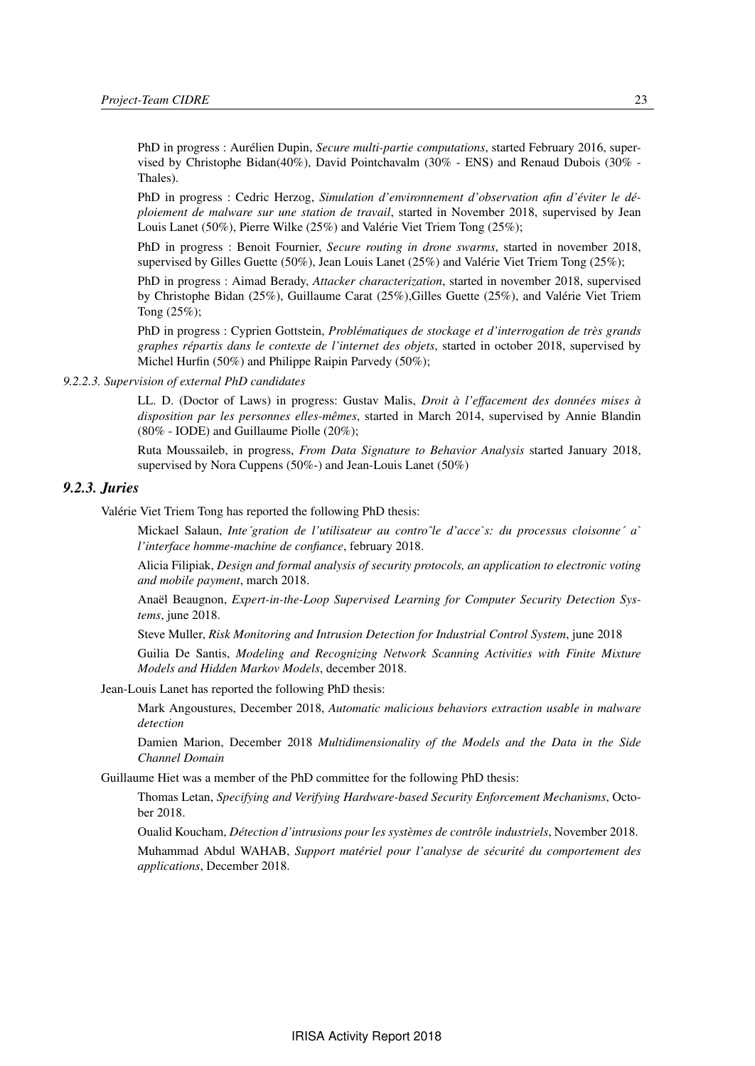PhD in progress : Aurélien Dupin, *Secure multi-partie computations*, started February 2016, supervised by Christophe Bidan(40%), David Pointchavalm (30% - ENS) and Renaud Dubois (30% - Thales).

PhD in progress : Cedric Herzog, *Simulation d'environnement d'observation afin d'éviter le déploiement de malware sur une station de travail*, started in November 2018, supervised by Jean Louis Lanet (50%), Pierre Wilke (25%) and Valérie Viet Triem Tong (25%);

PhD in progress : Benoit Fournier, *Secure routing in drone swarms*, started in november 2018, supervised by Gilles Guette (50%), Jean Louis Lanet (25%) and Valérie Viet Triem Tong (25%);

PhD in progress : Aimad Berady, *Attacker characterization*, started in november 2018, supervised by Christophe Bidan (25%), Guillaume Carat (25%),Gilles Guette (25%), and Valérie Viet Triem Tong (25%);

PhD in progress : Cyprien Gottstein, *Problématiques de stockage et d'interrogation de très grands graphes répartis dans le contexte de l'internet des objets*, started in october 2018, supervised by Michel Hurfin (50%) and Philippe Raipin Parvedy (50%);

*9.2.2.3. Supervision of external PhD candidates*

LL. D. (Doctor of Laws) in progress: Gustav Malis, *Droit à l'effacement des données mises à disposition par les personnes elles-mêmes*, started in March 2014, supervised by Annie Blandin (80% - IODE) and Guillaume Piolle (20%);

Ruta Moussaileb, in progress, *From Data Signature to Behavior Analysis* started January 2018, supervised by Nora Cuppens (50%-) and Jean-Louis Lanet (50%)

### 9.2.3. Juries

Valérie Viet Triem Tong has reported the following PhD thesis:

Mickael Salaun, *Inte´gration de l'utilisateur au controˆle d'acce`s: du processus cloisonne´ a` l'interface homme-machine de confiance*, february 2018.

Alicia Filipiak, *Design and formal analysis of security protocols, an application to electronic voting and mobile payment*, march 2018.

Anaël Beaugnon, *Expert-in-the-Loop Supervised Learning for Computer Security Detection Systems*, june 2018.

Steve Muller, *Risk Monitoring and Intrusion Detection for Industrial Control System*, june 2018

Guilia De Santis, *Modeling and Recognizing Network Scanning Activities with Finite Mixture Models and Hidden Markov Models*, december 2018.

Jean-Louis Lanet has reported the following PhD thesis:

Mark Angoustures, December 2018, *Automatic malicious behaviors extraction usable in malware detection*

Damien Marion, December 2018 *Multidimensionality of the Models and the Data in the Side Channel Domain*

Guillaume Hiet was a member of the PhD committee for the following PhD thesis:

Thomas Letan, *Specifying and Verifying Hardware-based Security Enforcement Mechanisms*, October 2018.

Oualid Koucham, *Détection d'intrusions pour les systèmes de contrôle industriels*, November 2018.

Muhammad Abdul WAHAB, *Support matériel pour l'analyse de sécurité du comportement des applications*, December 2018.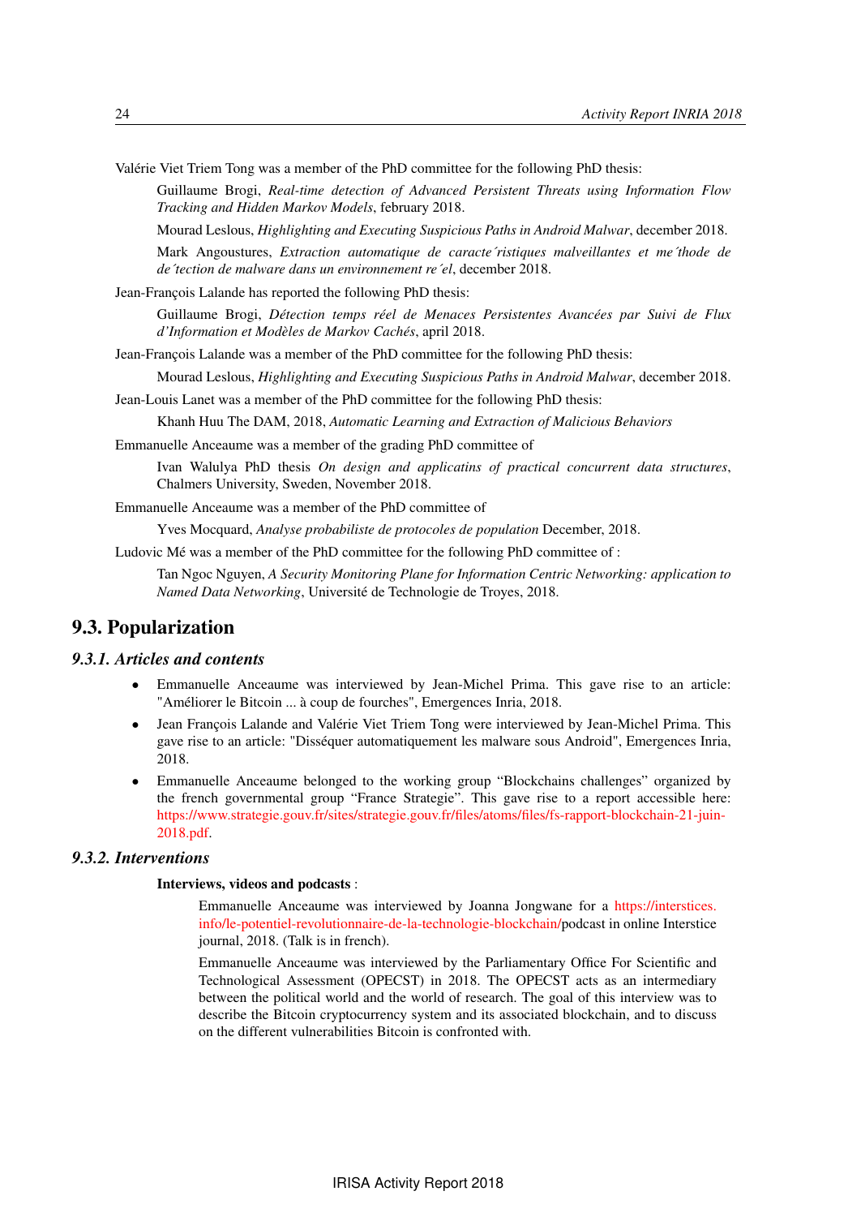Valérie Viet Triem Tong was a member of the PhD committee for the following PhD thesis:

> Guillaume Brogi, *Real-time detection of Advanced Persistent Threats using Information Flow Tracking and Hidden Markov Models*, february 2018.
>
> Mourad Leslous, *Highlighting and Executing Suspicious Paths in Android Malwar*, december 2018.
>
> Mark Angoustures, *Extraction automatique de caracte´ristiques malveillantes et me´thode de de´tection de malware dans un environnement re´el*, december 2018.

Jean-François Lalande has reported the following PhD thesis:

> Guillaume Brogi, *Détection temps réel de Menaces Persistentes Avancées par Suivi de Flux d'Information et Modèles de Markov Cachés*, april 2018.

Jean-François Lalande was a member of the PhD committee for the following PhD thesis:

> Mourad Leslous, *Highlighting and Executing Suspicious Paths in Android Malwar*, december 2018.

Jean-Louis Lanet was a member of the PhD committee for the following PhD thesis:

> Khanh Huu The DAM, 2018, *Automatic Learning and Extraction of Malicious Behaviors*

Emmanuelle Anceaume was a member of the grading PhD committee of

> Ivan Walulya PhD thesis *On design and applicatins of practical concurrent data structures*, Chalmers University, Sweden, November 2018.

Emmanuelle Anceaume was a member of the PhD committee of

> Yves Mocquard, *Analyse probabiliste de protocoles de population* December, 2018.

Ludovic Mé was a member of the PhD committee for the following PhD committee of :

> Tan Ngoc Nguyen, *A Security Monitoring Plane for Information Centric Networking: application to Named Data Networking*, Université de Technologie de Troyes, 2018.

## 9.3. Popularization

### 9.3.1. Articles and contents

- Emmanuelle Anceaume was interviewed by Jean-Michel Prima. This gave rise to an article: "Améliorer le Bitcoin ... à coup de fourches", Emergences Inria, 2018.
- Jean François Lalande and Valérie Viet Triem Tong were interviewed by Jean-Michel Prima. This gave rise to an article: "Disséquer automatiquement les malware sous Android", Emergences Inria, 2018.
- Emmanuelle Anceaume belonged to the working group "Blockchains challenges" organized by the french governmental group "France Strategie". This gave rise to a report accessible here: https://www.strategie.gouv.fr/sites/strategie.gouv.fr/files/atoms/files/fs-rapport-blockchain-21-juin-2018.pdf.

### 9.3.2. Interventions

**Interviews, videos and podcasts** :

> Emmanuelle Anceaume was interviewed by Joanna Jongwane for a https://interstices.info/le-potentiel-revolutionnaire-de-la-technologie-blockchain/podcast in online Interstice journal, 2018. (Talk is in french).
>
> Emmanuelle Anceaume was interviewed by the Parliamentary Office For Scientific and Technological Assessment (OPECST) in 2018. The OPECST acts as an intermediary between the political world and the world of research. The goal of this interview was to describe the Bitcoin cryptocurrency system and its associated blockchain, and to discuss on the different vulnerabilities Bitcoin is confronted with.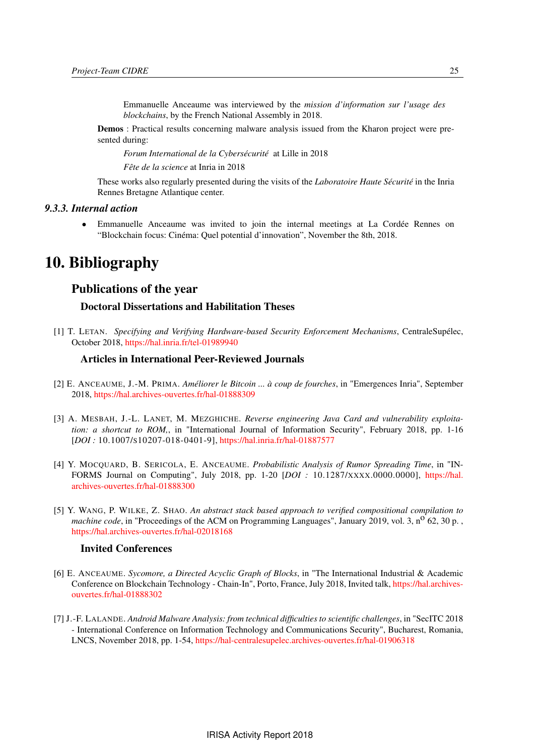Emmanuelle Anceaume was interviewed by the *mission d'information sur l'usage des blockchains*, by the French National Assembly in 2018.

**Demos** : Practical results concerning malware analysis issued from the Kharon project were presented during:

*Forum International de la Cybersécurité* at Lille in 2018

*Fête de la science* at Inria in 2018

These works also regularly presented during the visits of the *Laboratoire Haute Sécurité* in the Inria Rennes Bretagne Atlantique center.

### 9.3.3. Internal action

- Emmanuelle Anceaume was invited to join the internal meetings at La Cordée Rennes on "Blockchain focus: Cinéma: Quel potential d'innovation", November the 8th, 2018.

# 10. Bibliography

## Publications of the year

### Doctoral Dissertations and Habilitation Theses

[1] T. LETAN. *Specifying and Verifying Hardware-based Security Enforcement Mechanisms*, CentraleSupélec, October 2018, https://hal.inria.fr/tel-01989940

### Articles in International Peer-Reviewed Journals

[2] E. ANCEAUME, J.-M. PRIMA. *Améliorer le Bitcoin ... à coup de fourches*, in "Emergences Inria", September 2018, https://hal.archives-ouvertes.fr/hal-01888309

[3] A. MESBAH, J.-L. LANET, M. MEZGHICHE. *Reverse engineering Java Card and vulnerability exploitation: a shortcut to ROM,*, in "International Journal of Information Security", February 2018, pp. 1-16 [*DOI :* 10.1007/s10207-018-0401-9], https://hal.inria.fr/hal-01887577

[4] Y. MOCQUARD, B. SERICOLA, E. ANCEAUME. *Probabilistic Analysis of Rumor Spreading Time*, in "INFORMS Journal on Computing", July 2018, pp. 1-20 [*DOI :* 10.1287/xxxx.0000.0000], https://hal.archives-ouvertes.fr/hal-01888300

[5] Y. WANG, P. WILKE, Z. SHAO. *An abstract stack based approach to verified compositional compilation to machine code*, in "Proceedings of the ACM on Programming Languages", January 2019, vol. 3, n$^{o}$ 62, 30 p. , https://hal.archives-ouvertes.fr/hal-02018168

### Invited Conferences

[6] E. ANCEAUME. *Sycomore, a Directed Acyclic Graph of Blocks*, in "The International Industrial & Academic Conference on Blockchain Technology - Chain-In", Porto, France, July 2018, Invited talk, https://hal.archives-ouvertes.fr/hal-01888302

[7] J.-F. LALANDE. *Android Malware Analysis: from technical difficulties to scientific challenges*, in "SecITC 2018 - International Conference on Information Technology and Communications Security", Bucharest, Romania, LNCS, November 2018, pp. 1-54, https://hal-centralesupelec.archives-ouvertes.fr/hal-01906318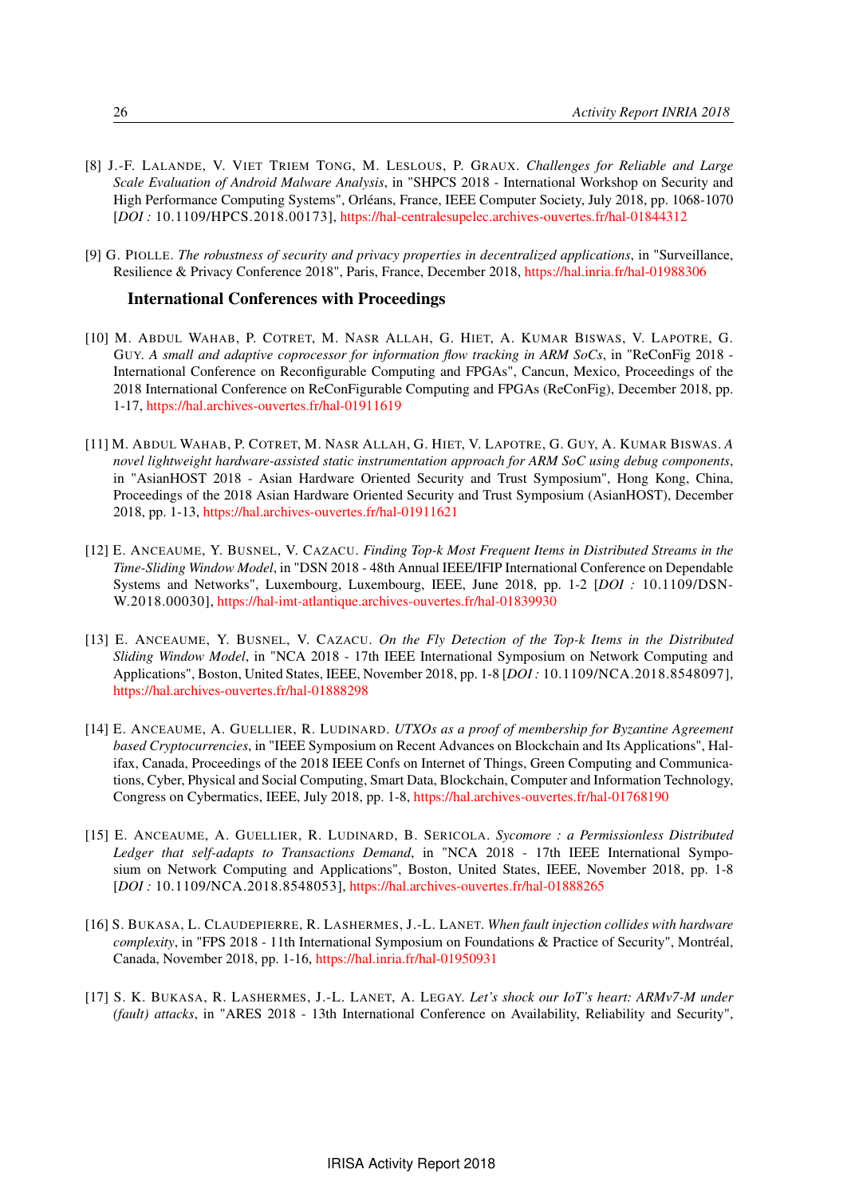[8] J.-F. Lalande, V. Viet Triem Tong, M. Leslous, P. Graux. *Challenges for Reliable and Large Scale Evaluation of Android Malware Analysis*, in "SHPCS 2018 - International Workshop on Security and High Performance Computing Systems", Orléans, France, IEEE Computer Society, July 2018, pp. 1068-1070 [*DOI :* 10.1109/HPCS.2018.00173], https://hal-centralesupelec.archives-ouvertes.fr/hal-01844312

[9] G. Piolle. *The robustness of security and privacy properties in decentralized applications*, in "Surveillance, Resilience & Privacy Conference 2018", Paris, France, December 2018, https://hal.inria.fr/hal-01988306

### International Conferences with Proceedings

[10] M. Abdul Wahab, P. Cotret, M. Nasr Allah, G. Hiet, A. Kumar Biswas, V. Lapotre, G. Guy. *A small and adaptive coprocessor for information flow tracking in ARM SoCs*, in "ReConFig 2018 - International Conference on Reconfigurable Computing and FPGAs", Cancun, Mexico, Proceedings of the 2018 International Conference on ReConFigurable Computing and FPGAs (ReConFig), December 2018, pp. 1-17, https://hal.archives-ouvertes.fr/hal-01911619

[11] M. Abdul Wahab, P. Cotret, M. Nasr Allah, G. Hiet, V. Lapotre, G. Guy, A. Kumar Biswas. *A novel lightweight hardware-assisted static instrumentation approach for ARM SoC using debug components*, in "AsianHOST 2018 - Asian Hardware Oriented Security and Trust Symposium", Hong Kong, China, Proceedings of the 2018 Asian Hardware Oriented Security and Trust Symposium (AsianHOST), December 2018, pp. 1-13, https://hal.archives-ouvertes.fr/hal-01911621

[12] E. Anceaume, Y. Busnel, V. Cazacu. *Finding Top-k Most Frequent Items in Distributed Streams in the Time-Sliding Window Model*, in "DSN 2018 - 48th Annual IEEE/IFIP International Conference on Dependable Systems and Networks", Luxembourg, Luxembourg, IEEE, June 2018, pp. 1-2 [*DOI :* 10.1109/DSN-W.2018.00030], https://hal-imt-atlantique.archives-ouvertes.fr/hal-01839930

[13] E. Anceaume, Y. Busnel, V. Cazacu. *On the Fly Detection of the Top-k Items in the Distributed Sliding Window Model*, in "NCA 2018 - 17th IEEE International Symposium on Network Computing and Applications", Boston, United States, IEEE, November 2018, pp. 1-8 [*DOI :* 10.1109/NCA.2018.8548097], https://hal.archives-ouvertes.fr/hal-01888298

[14] E. Anceaume, A. Guellier, R. Ludinard. *UTXOs as a proof of membership for Byzantine Agreement based Cryptocurrencies*, in "IEEE Symposium on Recent Advances on Blockchain and Its Applications", Halifax, Canada, Proceedings of the 2018 IEEE Confs on Internet of Things, Green Computing and Communications, Cyber, Physical and Social Computing, Smart Data, Blockchain, Computer and Information Technology, Congress on Cybermatics, IEEE, July 2018, pp. 1-8, https://hal.archives-ouvertes.fr/hal-01768190

[15] E. Anceaume, A. Guellier, R. Ludinard, B. Sericola. *Sycomore : a Permissionless Distributed Ledger that self-adapts to Transactions Demand*, in "NCA 2018 - 17th IEEE International Symposium on Network Computing and Applications", Boston, United States, IEEE, November 2018, pp. 1-8 [*DOI :* 10.1109/NCA.2018.8548053], https://hal.archives-ouvertes.fr/hal-01888265

[16] S. Bukasa, L. Claudepierre, R. Lashermes, J.-L. Lanet. *When fault injection collides with hardware complexity*, in "FPS 2018 - 11th International Symposium on Foundations & Practice of Security", Montréal, Canada, November 2018, pp. 1-16, https://hal.inria.fr/hal-01950931

[17] S. K. Bukasa, R. Lashermes, J.-L. Lanet, A. Legay. *Let's shock our IoT's heart: ARMv7-M under (fault) attacks*, in "ARES 2018 - 13th International Conference on Availability, Reliability and Security",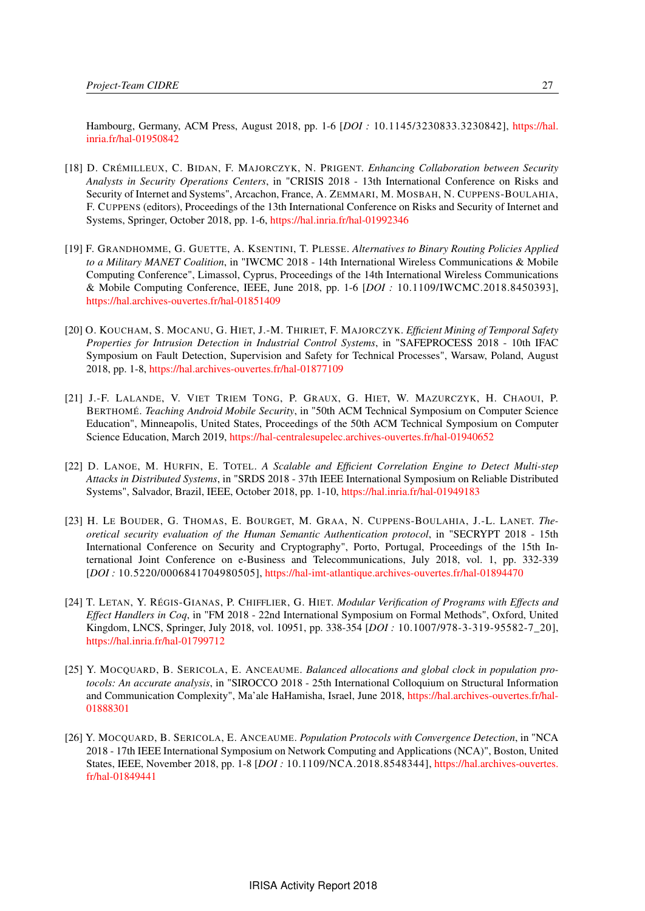Hambourg, Germany, ACM Press, August 2018, pp. 1-6 [*DOI :* 10.1145/3230833.3230842], https://hal.inria.fr/hal-01950842

[18] D. CRÉMILLEUX, C. BIDAN, F. MAJORCZYK, N. PRIGENT. *Enhancing Collaboration between Security Analysts in Security Operations Centers*, in "CRISIS 2018 - 13th International Conference on Risks and Security of Internet and Systems", Arcachon, France, A. ZEMMARI, M. MOSBAH, N. CUPPENS-BOULAHIA, F. CUPPENS (editors), Proceedings of the 13th International Conference on Risks and Security of Internet and Systems, Springer, October 2018, pp. 1-6, https://hal.inria.fr/hal-01992346

[19] F. GRANDHOMME, G. GUETTE, A. KSENTINI, T. PLESSE. *Alternatives to Binary Routing Policies Applied to a Military MANET Coalition*, in "IWCMC 2018 - 14th International Wireless Communications & Mobile Computing Conference", Limassol, Cyprus, Proceedings of the 14th International Wireless Communications & Mobile Computing Conference, IEEE, June 2018, pp. 1-6 [*DOI :* 10.1109/IWCMC.2018.8450393], https://hal.archives-ouvertes.fr/hal-01851409

[20] O. KOUCHAM, S. MOCANU, G. HIET, J.-M. THIRIET, F. MAJORCZYK. *Efficient Mining of Temporal Safety Properties for Intrusion Detection in Industrial Control Systems*, in "SAFEPROCESS 2018 - 10th IFAC Symposium on Fault Detection, Supervision and Safety for Technical Processes", Warsaw, Poland, August 2018, pp. 1-8, https://hal.archives-ouvertes.fr/hal-01877109

[21] J.-F. LALANDE, V. VIET TRIEM TONG, P. GRAUX, G. HIET, W. MAZURCZYK, H. CHAOUI, P. BERTHOMÉ. *Teaching Android Mobile Security*, in "50th ACM Technical Symposium on Computer Science Education", Minneapolis, United States, Proceedings of the 50th ACM Technical Symposium on Computer Science Education, March 2019, https://hal-centralesupelec.archives-ouvertes.fr/hal-01940652

[22] D. LANOE, M. HURFIN, E. TOTEL. *A Scalable and Efficient Correlation Engine to Detect Multi-step Attacks in Distributed Systems*, in "SRDS 2018 - 37th IEEE International Symposium on Reliable Distributed Systems", Salvador, Brazil, IEEE, October 2018, pp. 1-10, https://hal.inria.fr/hal-01949183

[23] H. LE BOUDER, G. THOMAS, E. BOURGET, M. GRAA, N. CUPPENS-BOULAHIA, J.-L. LANET. *Theoretical security evaluation of the Human Semantic Authentication protocol*, in "SECRYPT 2018 - 15th International Conference on Security and Cryptography", Porto, Portugal, Proceedings of the 15th International Joint Conference on e-Business and Telecommunications, July 2018, vol. 1, pp. 332-339 [*DOI :* 10.5220/0006841704980505], https://hal-imt-atlantique.archives-ouvertes.fr/hal-01894470

[24] T. LETAN, Y. RÉGIS-GIANAS, P. CHIFFLIER, G. HIET. *Modular Verification of Programs with Effects and Effect Handlers in Coq*, in "FM 2018 - 22nd International Symposium on Formal Methods", Oxford, United Kingdom, LNCS, Springer, July 2018, vol. 10951, pp. 338-354 [*DOI :* 10.1007/978-3-319-95582-7_20], https://hal.inria.fr/hal-01799712

[25] Y. MOCQUARD, B. SERICOLA, E. ANCEAUME. *Balanced allocations and global clock in population protocols: An accurate analysis*, in "SIROCCO 2018 - 25th International Colloquium on Structural Information and Communication Complexity", Ma'ale HaHamisha, Israel, June 2018, https://hal.archives-ouvertes.fr/hal-01888301

[26] Y. MOCQUARD, B. SERICOLA, E. ANCEAUME. *Population Protocols with Convergence Detection*, in "NCA 2018 - 17th IEEE International Symposium on Network Computing and Applications (NCA)", Boston, United States, IEEE, November 2018, pp. 1-8 [*DOI :* 10.1109/NCA.2018.8548344], https://hal.archives-ouvertes.fr/hal-01849441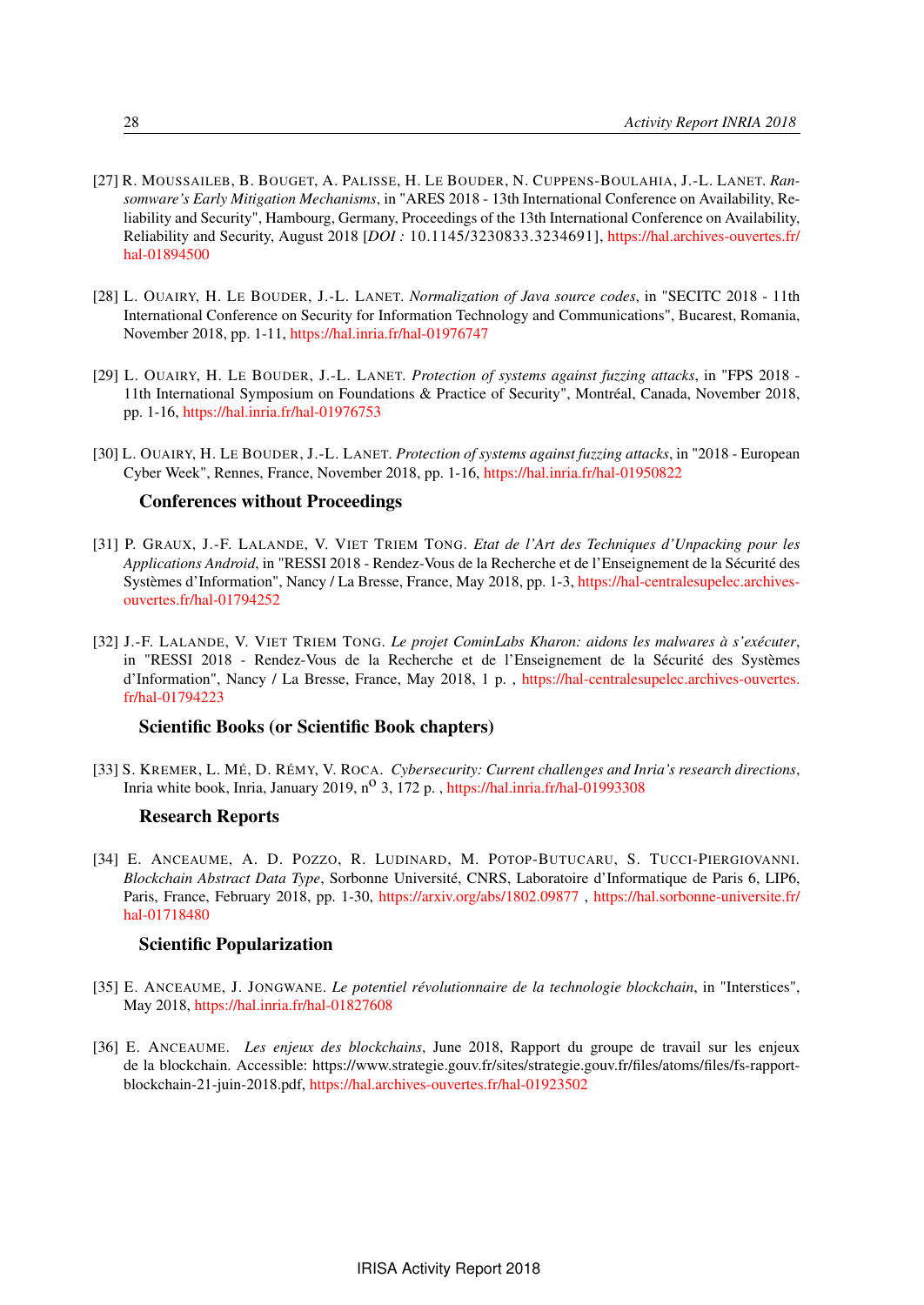[27] R. MOUSSAILEB, B. BOUGET, A. PALISSE, H. LE BOUDER, N. CUPPENS-BOULAHIA, J.-L. LANET. *Ransomware's Early Mitigation Mechanisms*, in "ARES 2018 - 13th International Conference on Availability, Reliability and Security", Hambourg, Germany, Proceedings of the 13th International Conference on Availability, Reliability and Security, August 2018 [*DOI :* 10.1145/3230833.3234691], https://hal.archives-ouvertes.fr/hal-01894500

[28] L. OUAIRY, H. LE BOUDER, J.-L. LANET. *Normalization of Java source codes*, in "SECITC 2018 - 11th International Conference on Security for Information Technology and Communications", Bucarest, Romania, November 2018, pp. 1-11, https://hal.inria.fr/hal-01976747

[29] L. OUAIRY, H. LE BOUDER, J.-L. LANET. *Protection of systems against fuzzing attacks*, in "FPS 2018 - 11th International Symposium on Foundations & Practice of Security", Montréal, Canada, November 2018, pp. 1-16, https://hal.inria.fr/hal-01976753

[30] L. OUAIRY, H. LE BOUDER, J.-L. LANET. *Protection of systems against fuzzing attacks*, in "2018 - European Cyber Week", Rennes, France, November 2018, pp. 1-16, https://hal.inria.fr/hal-01950822

### Conferences without Proceedings

[31] P. GRAUX, J.-F. LALANDE, V. VIET TRIEM TONG. *Etat de l'Art des Techniques d'Unpacking pour les Applications Android*, in "RESSI 2018 - Rendez-Vous de la Recherche et de l'Enseignement de la Sécurité des Systèmes d'Information", Nancy / La Bresse, France, May 2018, pp. 1-3, https://hal-centralesupelec.archives-ouvertes.fr/hal-01794252

[32] J.-F. LALANDE, V. VIET TRIEM TONG. *Le projet CominLabs Kharon: aidons les malwares à s'exécuter*, in "RESSI 2018 - Rendez-Vous de la Recherche et de l'Enseignement de la Sécurité des Systèmes d'Information", Nancy / La Bresse, France, May 2018, 1 p. , https://hal-centralesupelec.archives-ouvertes.fr/hal-01794223

### Scientific Books (or Scientific Book chapters)

[33] S. KREMER, L. MÉ, D. RÉMY, V. ROCA. *Cybersecurity: Current challenges and Inria's research directions*, Inria white book, Inria, January 2019, n$^{o}$ 3, 172 p. , https://hal.inria.fr/hal-01993308

### Research Reports

[34] E. ANCEAUME, A. D. POZZO, R. LUDINARD, M. POTOP-BUTUCARU, S. TUCCI-PIERGIOVANNI. *Blockchain Abstract Data Type*, Sorbonne Université, CNRS, Laboratoire d'Informatique de Paris 6, LIP6, Paris, France, February 2018, pp. 1-30, https://arxiv.org/abs/1802.09877 , https://hal.sorbonne-universite.fr/hal-01718480

### Scientific Popularization

[35] E. ANCEAUME, J. JONGWANE. *Le potentiel révolutionnaire de la technologie blockchain*, in "Interstices", May 2018, https://hal.inria.fr/hal-01827608

[36] E. ANCEAUME. *Les enjeux des blockchains*, June 2018, Rapport du groupe de travail sur les enjeux de la blockchain. Accessible: https://www.strategie.gouv.fr/sites/strategie.gouv.fr/files/atoms/files/fs-rapport-blockchain-21-juin-2018.pdf, https://hal.archives-ouvertes.fr/hal-01923502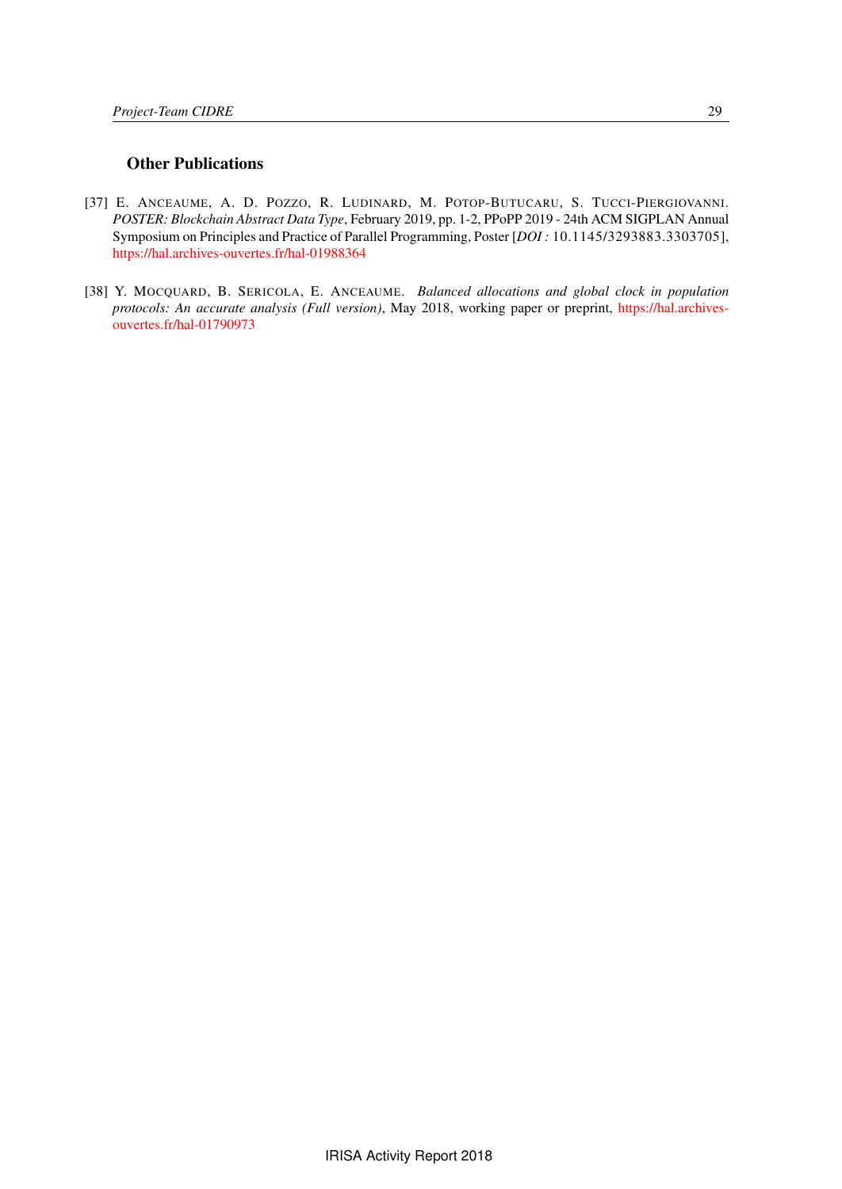### Other Publications

[37] E. Anceaume, A. D. Pozzo, R. Ludinard, M. Potop-Butucaru, S. Tucci-Piergiovanni. *POSTER: Blockchain Abstract Data Type*, February 2019, pp. 1-2, PPoPP 2019 - 24th ACM SIGPLAN Annual Symposium on Principles and Practice of Parallel Programming, Poster [*DOI :* 10.1145/3293883.3303705], https://hal.archives-ouvertes.fr/hal-01988364

[38] Y. Mocquard, B. Sericola, E. Anceaume. *Balanced allocations and global clock in population protocols: An accurate analysis (Full version)*, May 2018, working paper or preprint, https://hal.archives-ouvertes.fr/hal-01790973